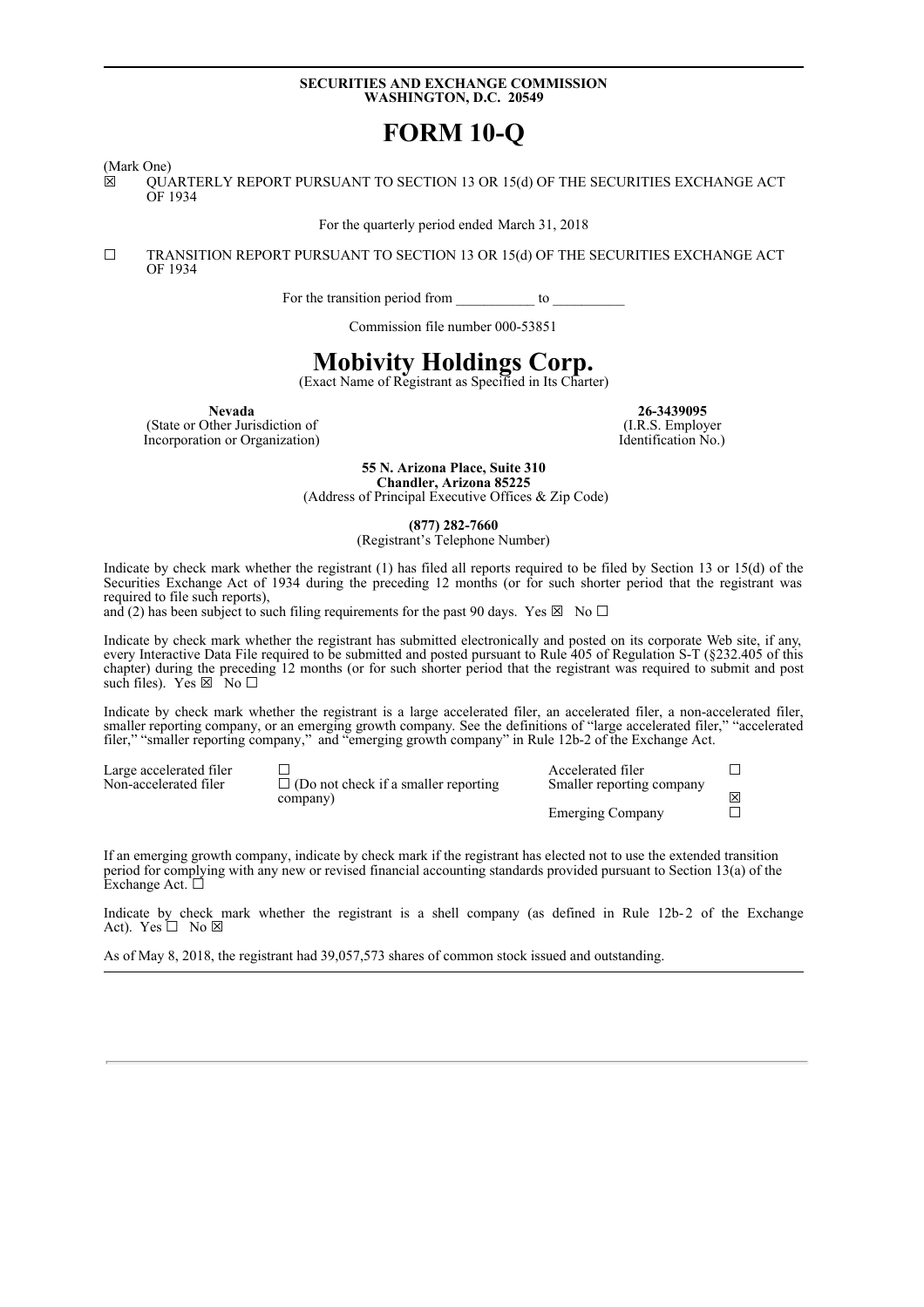**SECURITIES AND EXCHANGE COMMISSION**
**WASHINGTON, D.C. 20549**

# FORM 10-Q

(Mark One)

☒ QUARTERLY REPORT PURSUANT TO SECTION 13 OR 15(d) OF THE SECURITIES EXCHANGE ACT OF 1934

For the quarterly period ended March 31, 2018

☐ TRANSITION REPORT PURSUANT TO SECTION 13 OR 15(d) OF THE SECURITIES EXCHANGE ACT OF 1934

For the transition period from ___________ to __________

Commission file number 000-53851

# Mobivity Holdings Corp.

(Exact Name of Registrant as Specified in Its Charter)

| **Nevada** | **26-3439095** |
|---|---|
| (State or Other Jurisdiction of Incorporation or Organization) | (I.R.S. Employer Identification No.) |

**55 N. Arizona Place, Suite 310**
**Chandler, Arizona 85225**
(Address of Principal Executive Offices & Zip Code)

**(877) 282-7660**
(Registrant's Telephone Number)

Indicate by check mark whether the registrant (1) has filed all reports required to be filed by Section 13 or 15(d) of the Securities Exchange Act of 1934 during the preceding 12 months (or for such shorter period that the registrant was required to file such reports),
and (2) has been subject to such filing requirements for the past 90 days. Yes ☒ No ☐

Indicate by check mark whether the registrant has submitted electronically and posted on its corporate Web site, if any, every Interactive Data File required to be submitted and posted pursuant to Rule 405 of Regulation S-T (§232.405 of this chapter) during the preceding 12 months (or for such shorter period that the registrant was required to submit and post such files). Yes ☒ No ☐

Indicate by check mark whether the registrant is a large accelerated filer, an accelerated filer, a non-accelerated filer, smaller reporting company, or an emerging growth company. See the definitions of "large accelerated filer," "accelerated filer," "smaller reporting company," and "emerging growth company" in Rule 12b-2 of the Exchange Act.

| | | | |
|---|---|---|---|
| Large accelerated filer | ☐ | Accelerated filer | ☐ |
| Non-accelerated filer | ☐ (Do not check if a smaller reporting company) | Smaller reporting company | ☒ |
| | | Emerging Company | ☐ |

If an emerging growth company, indicate by check mark if the registrant has elected not to use the extended transition period for complying with any new or revised financial accounting standards provided pursuant to Section 13(a) of the Exchange Act. ☐

Indicate by check mark whether the registrant is a shell company (as defined in Rule 12b-2 of the Exchange Act). Yes ☐ No ☒

As of May 8, 2018, the registrant had 39,057,573 shares of common stock issued and outstanding.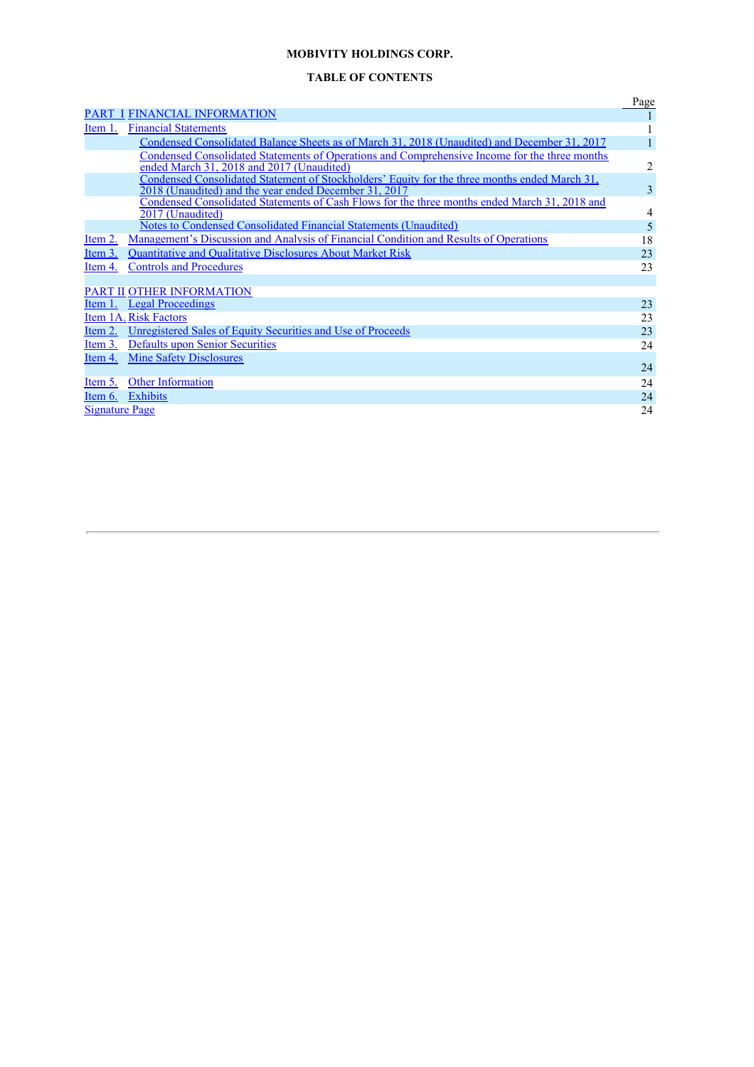**MOBIVITY HOLDINGS CORP.**

**TABLE OF CONTENTS**

| | | Page |
|---|---|---|
| PART I | FINANCIAL INFORMATION | 1 |
| Item 1. | Financial Statements | 1 |
| | Condensed Consolidated Balance Sheets as of March 31, 2018 (Unaudited) and December 31, 2017 | 1 |
| | Condensed Consolidated Statements of Operations and Comprehensive Income for the three months ended March 31, 2018 and 2017 (Unaudited) | 2 |
| | Condensed Consolidated Statement of Stockholders' Equity for the three months ended March 31, 2018 (Unaudited) and the year ended December 31, 2017 | 3 |
| | Condensed Consolidated Statements of Cash Flows for the three months ended March 31, 2018 and 2017 (Unaudited) | 4 |
| | Notes to Condensed Consolidated Financial Statements (Unaudited) | 5 |
| Item 2. | Management's Discussion and Analysis of Financial Condition and Results of Operations | 18 |
| Item 3. | Quantitative and Qualitative Disclosures About Market Risk | 23 |
| Item 4. | Controls and Procedures | 23 |
| | | |
| PART II | OTHER INFORMATION | |
| Item 1. | Legal Proceedings | 23 |
| Item 1A. | Risk Factors | 23 |
| Item 2. | Unregistered Sales of Equity Securities and Use of Proceeds | 23 |
| Item 3. | Defaults upon Senior Securities | 24 |
| Item 4. | Mine Safety Disclosures | 24 |
| Item 5. | Other Information | 24 |
| Item 6. | Exhibits | 24 |
| Signature Page | | 24 |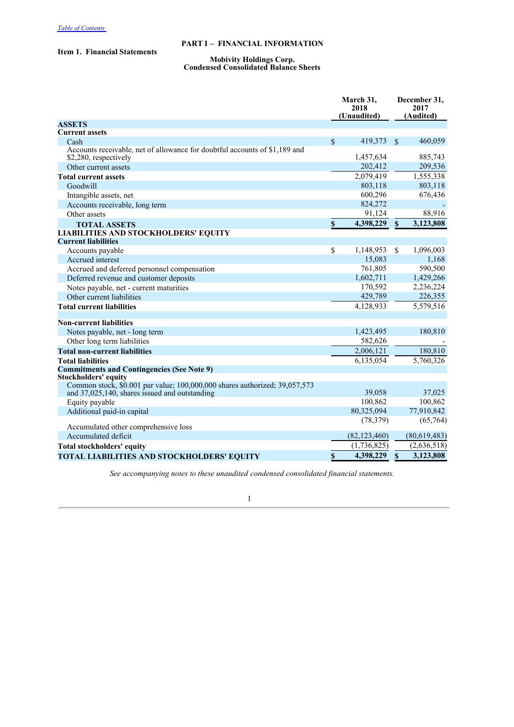# PART I – FINANCIAL INFORMATION

## Item 1. Financial Statements

### Mobivity Holdings Corp.
### Condensed Consolidated Balance Sheets

| | March 31, 2018 (Unaudited) | December 31, 2017 (Audited) |
|---|---|---|
| **ASSETS** | | |
| **Current assets** | | |
| Cash | $ 419,373 | $ 460,059 |
| Accounts receivable, net of allowance for doubtful accounts of $1,189 and $2,280, respectively | 1,457,634 | 885,743 |
| Other current assets | 202,412 | 209,536 |
| **Total current assets** | 2,079,419 | 1,555,338 |
| Goodwill | 803,118 | 803,118 |
| Intangible assets, net | 600,296 | 676,436 |
| Accounts receivable, long term | 824,272 | - |
| Other assets | 91,124 | 88,916 |
| **TOTAL ASSETS** | **$ 4,398,229** | **$ 3,123,808** |
| **LIABILITIES AND STOCKHOLDERS' EQUITY** | | |
| **Current liabilities** | | |
| Accounts payable | $ 1,148,953 | $ 1,096,003 |
| Accrued interest | 15,083 | 1,168 |
| Accrued and deferred personnel compensation | 761,805 | 590,500 |
| Deferred revenue and customer deposits | 1,602,711 | 1,429,266 |
| Notes payable, net - current maturities | 170,592 | 2,236,224 |
| Other current liabilities | 429,789 | 226,355 |
| **Total current liabilities** | 4,128,933 | 5,579,516 |
| | | |
| **Non-current liabilities** | | |
| Notes payable, net - long term | 1,423,495 | 180,810 |
| Other long term liabilities | 582,626 | - |
| **Total non-current liabilities** | 2,006,121 | 180,810 |
| **Total liabilities** | 6,135,054 | 5,760,326 |
| **Commitments and Contingencies (See Note 9)** | | |
| **Stockholders' equity** | | |
| Common stock, $0.001 par value; 100,000,000 shares authorized; 39,057,573 and 37,025,140, shares issued and outstanding | 39,058 | 37,025 |
| Equity payable | 100,862 | 100,862 |
| Additional paid-in capital | 80,325,094 | 77,910,842 |
| Accumulated other comprehensive loss | (78,379) | (65,764) |
| Accumulated deficit | (82,123,460) | (80,619,483) |
| **Total stockholders' equity** | (1,736,825) | (2,636,518) |
| **TOTAL LIABILITIES AND STOCKHOLDERS' EQUITY** | **$ 4,398,229** | **$ 3,123,808** |

*See accompanying notes to these unaudited condensed consolidated financial statements.*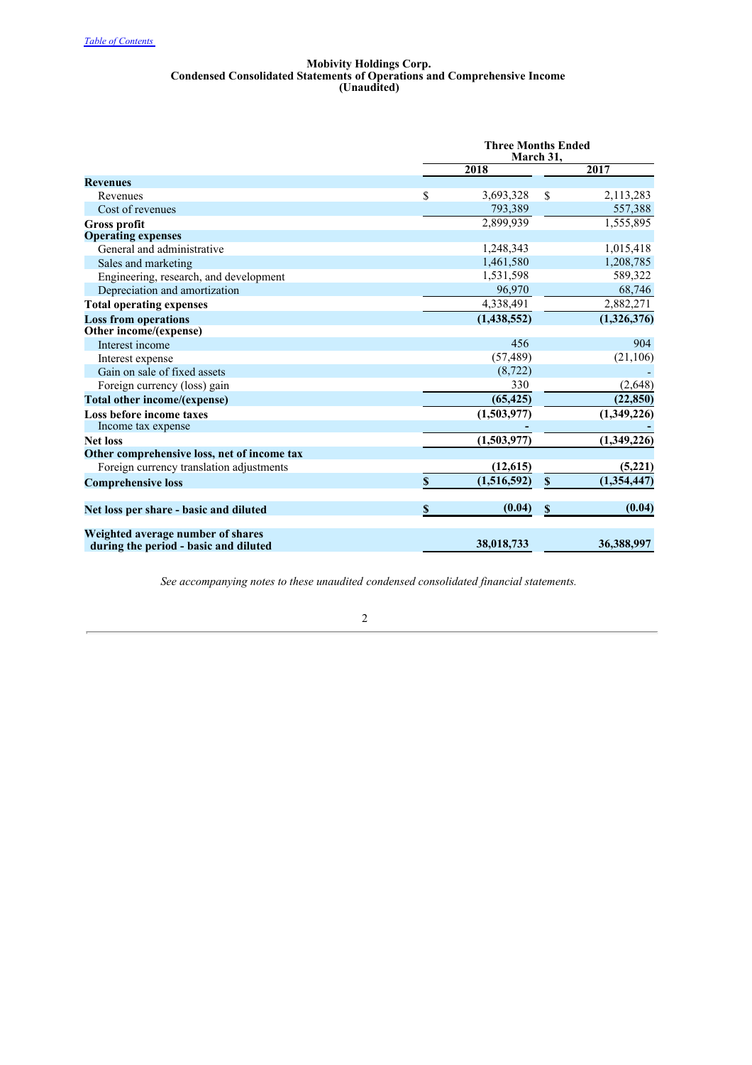[Table of Contents](#)

**Mobivity Holdings Corp.**
**Condensed Consolidated Statements of Operations and Comprehensive Income**
**(Unaudited)**

| | Three Months Ended March 31, | |
|---|---|---|
| | **2018** | **2017** |
| **Revenues** | | |
| Revenues | $ 3,693,328 | $ 2,113,283 |
| Cost of revenues | 793,389 | 557,388 |
| **Gross profit** | 2,899,939 | 1,555,895 |
| **Operating expenses** | | |
| General and administrative | 1,248,343 | 1,015,418 |
| Sales and marketing | 1,461,580 | 1,208,785 |
| Engineering, research, and development | 1,531,598 | 589,322 |
| Depreciation and amortization | 96,970 | 68,746 |
| **Total operating expenses** | 4,338,491 | 2,882,271 |
| **Loss from operations** | **(1,438,552)** | **(1,326,376)** |
| **Other income/(expense)** | | |
| Interest income | 456 | 904 |
| Interest expense | (57,489) | (21,106) |
| Gain on sale of fixed assets | (8,722) | - |
| Foreign currency (loss) gain | 330 | (2,648) |
| **Total other income/(expense)** | **(65,425)** | **(22,850)** |
| **Loss before income taxes** | **(1,503,977)** | **(1,349,226)** |
| Income tax expense | - | - |
| **Net loss** | **(1,503,977)** | **(1,349,226)** |
| **Other comprehensive loss, net of income tax** | | |
| Foreign currency translation adjustments | **(12,615)** | **(5,221)** |
| **Comprehensive loss** | **$ (1,516,592)** | **$ (1,354,447)** |
| | | |
| **Net loss per share - basic and diluted** | **$ (0.04)** | **$ (0.04)** |
| | | |
| **Weighted average number of shares during the period - basic and diluted** | **38,018,733** | **36,388,997** |

*See accompanying notes to these unaudited condensed consolidated financial statements.*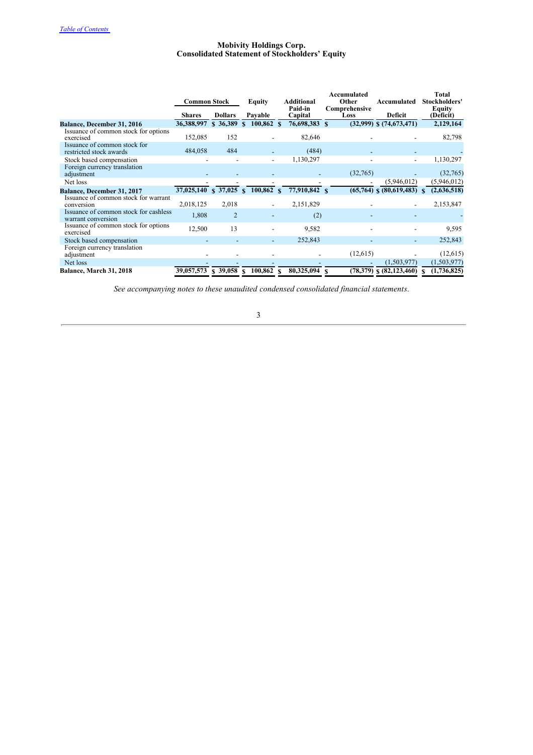[Table of Contents](#)

# Mobivity Holdings Corp.
## Consolidated Statement of Stockholders' Equity

| | Common Stock | | Equity | Additional Paid-in | Accumulated Other Comprehensive | Accumulated | Total Stockholders' Equity |
|---|---|---|---|---|---|---|---|
| | Shares | Dollars | Payable | Capital | Loss | Deficit | (Deficit) |
| **Balance, December 31, 2016** | **36,388,997** | **$ 36,389** | **$ 100,862** | **$ 76,698,383** | **$ (32,999)** | **$ (74,673,471)** | **2,129,164** |
| Issuance of common stock for options exercised | 152,085 | 152 | - | 82,646 | - | - | 82,798 |
| Issuance of common stock for restricted stock awards | 484,058 | 484 | - | (484) | - | - | - |
| Stock based compensation | - | - | - | 1,130,297 | - | - | 1,130,297 |
| Foreign currency translation adjustment | - | - | - | - | (32,765) | - | (32,765) |
| Net loss | - | - | - | - | - | (5,946,012) | (5,946,012) |
| **Balance, December 31, 2017** | **37,025,140** | **$ 37,025** | **$ 100,862** | **$ 77,910,842** | **$ (65,764)** | **$ (80,619,483)** | **$ (2,636,518)** |
| Issuance of common stock for warrant conversion | 2,018,125 | 2,018 | - | 2,151,829 | - | - | 2,153,847 |
| Issuance of common stock for cashless warrant conversion | 1,808 | 2 | - | (2) | - | - | - |
| Issuance of common stock for options exercised | 12,500 | 13 | - | 9,582 | - | - | 9,595 |
| Stock based compensation | - | - | - | 252,843 | - | - | 252,843 |
| Foreign currency translation adjustment | - | - | - | - | (12,615) | - | (12,615) |
| Net loss | - | - | - | - | - | (1,503,977) | (1,503,977) |
| **Balance, March 31, 2018** | **39,057,573** | **$ 39,058** | **$ 100,862** | **$ 80,325,094** | **$ (78,379)** | **$ (82,123,460)** | **$ (1,736,825)** |

*See accompanying notes to these unaudited condensed consolidated financial statements.*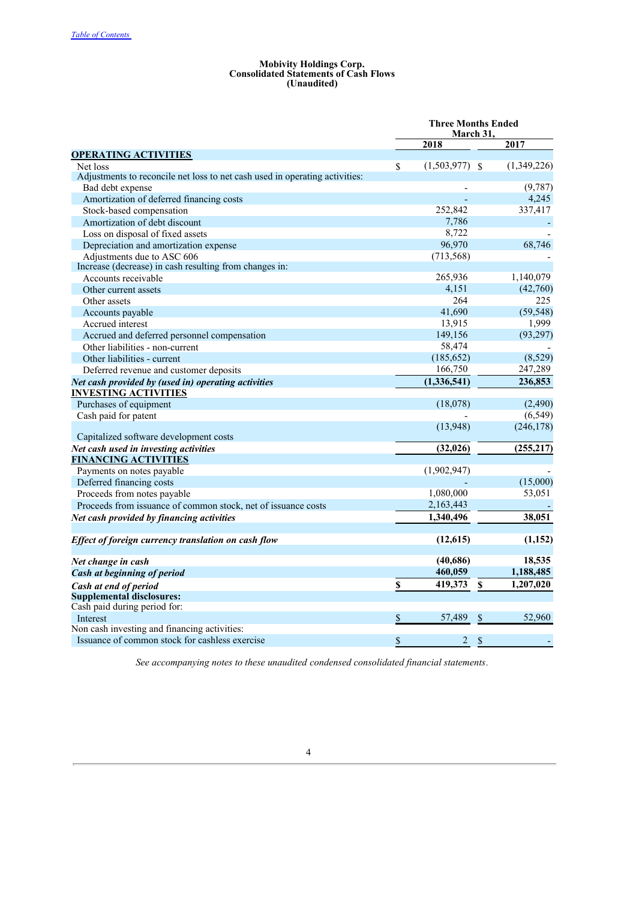Table of Contents

**Mobivity Holdings Corp.**
**Consolidated Statements of Cash Flows**
**(Unaudited)**

| | Three Months Ended March 31, | |
|---|---|---|
| | 2018 | 2017 |
| **OPERATING ACTIVITIES** | | |
| Net loss | $ (1,503,977) | $ (1,349,226) |
| Adjustments to reconcile net loss to net cash used in operating activities: | | |
| Bad debt expense | - | (9,787) |
| Amortization of deferred financing costs | - | 4,245 |
| Stock-based compensation | 252,842 | 337,417 |
| Amortization of debt discount | 7,786 | - |
| Loss on disposal of fixed assets | 8,722 | - |
| Depreciation and amortization expense | 96,970 | 68,746 |
| Adjustments due to ASC 606 | (713,568) | - |
| Increase (decrease) in cash resulting from changes in: | | |
| Accounts receivable | 265,936 | 1,140,079 |
| Other current assets | 4,151 | (42,760) |
| Other assets | 264 | 225 |
| Accounts payable | 41,690 | (59,548) |
| Accrued interest | 13,915 | 1,999 |
| Accrued and deferred personnel compensation | 149,156 | (93,297) |
| Other liabilities - non-current | 58,474 | - |
| Other liabilities - current | (185,652) | (8,529) |
| Deferred revenue and customer deposits | 166,750 | 247,289 |
| ***Net cash provided by (used in) operating activities*** | **(1,336,541)** | **236,853** |
| **INVESTING ACTIVITIES** | | |
| Purchases of equipment | (18,078) | (2,490) |
| Cash paid for patent | - | (6,549) |
| Capitalized software development costs | (13,948) | (246,178) |
| ***Net cash used in investing activities*** | **(32,026)** | **(255,217)** |
| **FINANCING ACTIVITIES** | | |
| Payments on notes payable | (1,902,947) | - |
| Deferred financing costs | - | (15,000) |
| Proceeds from notes payable | 1,080,000 | 53,051 |
| Proceeds from issuance of common stock, net of issuance costs | 2,163,443 | - |
| ***Net cash provided by financing activities*** | **1,340,496** | **38,051** |
| ***Effect of foreign currency translation on cash flow*** | **(12,615)** | **(1,152)** |
| ***Net change in cash*** | **(40,686)** | **18,535** |
| ***Cash at beginning of period*** | **460,059** | **1,188,485** |
| ***Cash at end of period*** | **$ 419,373** | **$ 1,207,020** |
| **Supplemental disclosures:** | | |
| Cash paid during period for: | | |
| Interest | $ 57,489 | $ 52,960 |
| Non cash investing and financing activities: | | |
| Issuance of common stock for cashless exercise | $ 2 | $ - |

*See accompanying notes to these unaudited condensed consolidated financial statements.*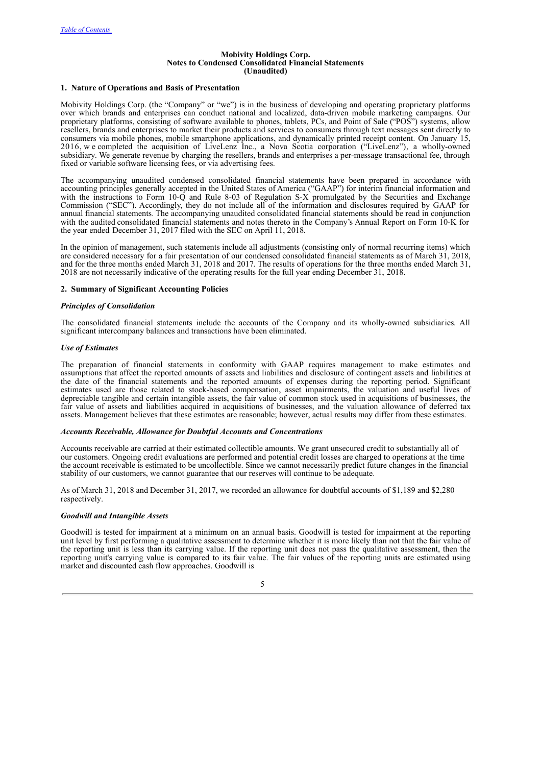### Mobivity Holdings Corp.
### Notes to Condensed Consolidated Financial Statements
### (Unaudited)

#### 1. Nature of Operations and Basis of Presentation

Mobivity Holdings Corp. (the "Company" or "we") is in the business of developing and operating proprietary platforms over which brands and enterprises can conduct national and localized, data-driven mobile marketing campaigns. Our proprietary platforms, consisting of software available to phones, tablets, PCs, and Point of Sale ("POS") systems, allow resellers, brands and enterprises to market their products and services to consumers through text messages sent directly to consumers via mobile phones, mobile smartphone applications, and dynamically printed receipt content. On January 15, 2016, we completed the acquisition of LiveLenz Inc., a Nova Scotia corporation ("LiveLenz"), a wholly-owned subsidiary. We generate revenue by charging the resellers, brands and enterprises a per-message transactional fee, through fixed or variable software licensing fees, or via advertising fees.

The accompanying unaudited condensed consolidated financial statements have been prepared in accordance with accounting principles generally accepted in the United States of America ("GAAP") for interim financial information and with the instructions to Form 10-Q and Rule 8-03 of Regulation S-X promulgated by the Securities and Exchange Commission ("SEC"). Accordingly, they do not include all of the information and disclosures required by GAAP for annual financial statements. The accompanying unaudited consolidated financial statements should be read in conjunction with the audited consolidated financial statements and notes thereto in the Company's Annual Report on Form 10-K for the year ended December 31, 2017 filed with the SEC on April 11, 2018.

In the opinion of management, such statements include all adjustments (consisting only of normal recurring items) which are considered necessary for a fair presentation of our condensed consolidated financial statements as of March 31, 2018, and for the three months ended March 31, 2018 and 2017. The results of operations for the three months ended March 31, 2018 are not necessarily indicative of the operating results for the full year ending December 31, 2018.

#### 2. Summary of Significant Accounting Policies

***Principles of Consolidation***

The consolidated financial statements include the accounts of the Company and its wholly-owned subsidiaries. All significant intercompany balances and transactions have been eliminated.

***Use of Estimates***

The preparation of financial statements in conformity with GAAP requires management to make estimates and assumptions that affect the reported amounts of assets and liabilities and disclosure of contingent assets and liabilities at the date of the financial statements and the reported amounts of expenses during the reporting period. Significant estimates used are those related to stock-based compensation, asset impairments, the valuation and useful lives of depreciable tangible and certain intangible assets, the fair value of common stock used in acquisitions of businesses, the fair value of assets and liabilities acquired in acquisitions of businesses, and the valuation allowance of deferred tax assets. Management believes that these estimates are reasonable; however, actual results may differ from these estimates.

***Accounts Receivable, Allowance for Doubtful Accounts and Concentrations***

Accounts receivable are carried at their estimated collectible amounts. We grant unsecured credit to substantially all of our customers. Ongoing credit evaluations are performed and potential credit losses are charged to operations at the time the account receivable is estimated to be uncollectible. Since we cannot necessarily predict future changes in the financial stability of our customers, we cannot guarantee that our reserves will continue to be adequate.

As of March 31, 2018 and December 31, 2017, we recorded an allowance for doubtful accounts of $1,189 and $2,280 respectively.

***Goodwill and Intangible Assets***

Goodwill is tested for impairment at a minimum on an annual basis. Goodwill is tested for impairment at the reporting unit level by first performing a qualitative assessment to determine whether it is more likely than not that the fair value of the reporting unit is less than its carrying value. If the reporting unit does not pass the qualitative assessment, then the reporting unit's carrying value is compared to its fair value. The fair values of the reporting units are estimated using market and discounted cash flow approaches. Goodwill is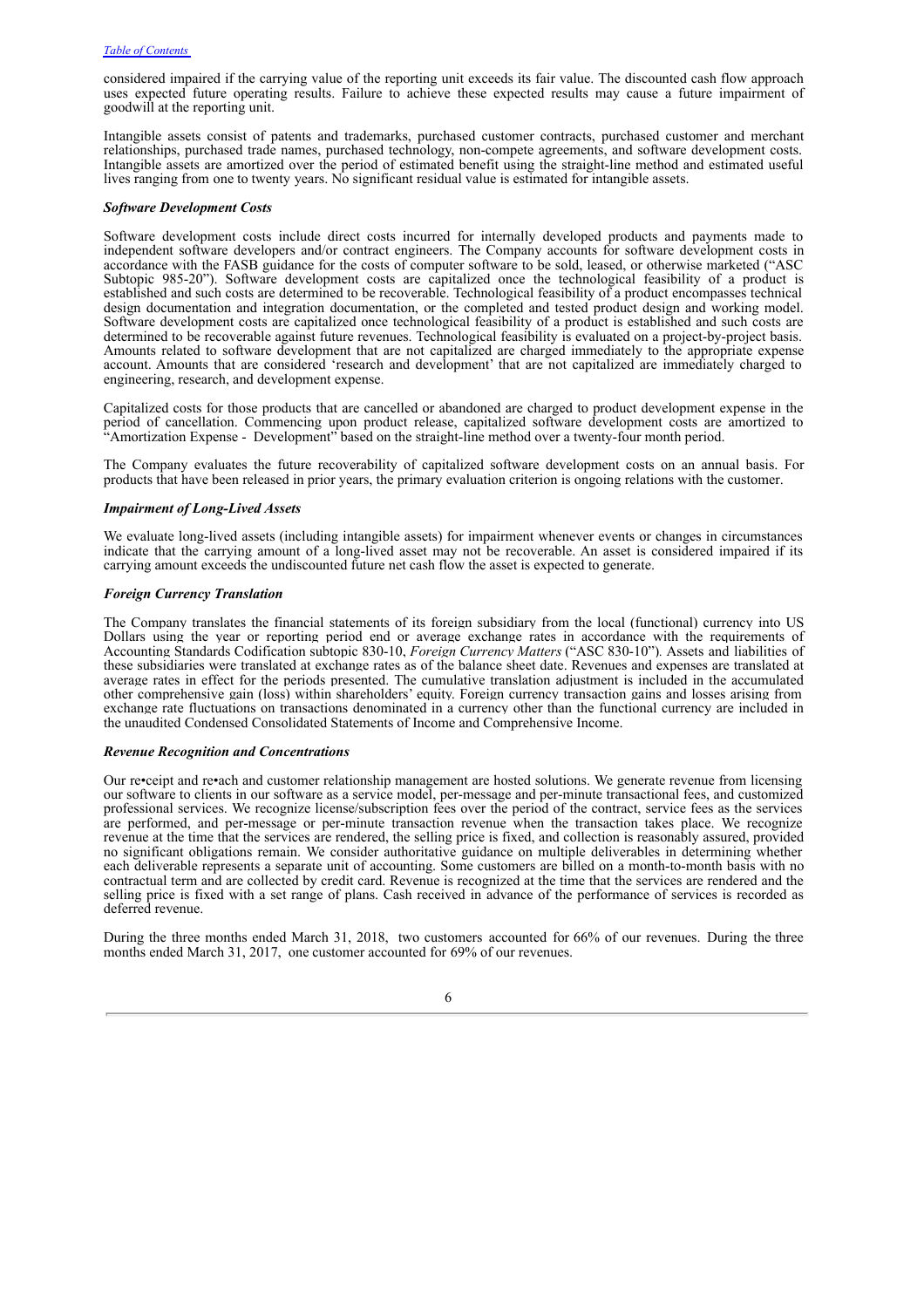considered impaired if the carrying value of the reporting unit exceeds its fair value. The discounted cash flow approach uses expected future operating results. Failure to achieve these expected results may cause a future impairment of goodwill at the reporting unit.

Intangible assets consist of patents and trademarks, purchased customer contracts, purchased customer and merchant relationships, purchased trade names, purchased technology, non-compete agreements, and software development costs. Intangible assets are amortized over the period of estimated benefit using the straight-line method and estimated useful lives ranging from one to twenty years. No significant residual value is estimated for intangible assets.

***Software Development Costs***

Software development costs include direct costs incurred for internally developed products and payments made to independent software developers and/or contract engineers. The Company accounts for software development costs in accordance with the FASB guidance for the costs of computer software to be sold, leased, or otherwise marketed ("ASC Subtopic 985-20"). Software development costs are capitalized once the technological feasibility of a product is established and such costs are determined to be recoverable. Technological feasibility of a product encompasses technical design documentation and integration documentation, or the completed and tested product design and working model. Software development costs are capitalized once technological feasibility of a product is established and such costs are determined to be recoverable against future revenues. Technological feasibility is evaluated on a project-by-project basis. Amounts related to software development that are not capitalized are charged immediately to the appropriate expense account. Amounts that are considered 'research and development' that are not capitalized are immediately charged to engineering, research, and development expense.

Capitalized costs for those products that are cancelled or abandoned are charged to product development expense in the period of cancellation. Commencing upon product release, capitalized software development costs are amortized to "Amortization Expense - Development" based on the straight-line method over a twenty-four month period.

The Company evaluates the future recoverability of capitalized software development costs on an annual basis. For products that have been released in prior years, the primary evaluation criterion is ongoing relations with the customer.

***Impairment of Long-Lived Assets***

We evaluate long-lived assets (including intangible assets) for impairment whenever events or changes in circumstances indicate that the carrying amount of a long-lived asset may not be recoverable. An asset is considered impaired if its carrying amount exceeds the undiscounted future net cash flow the asset is expected to generate.

***Foreign Currency Translation***

The Company translates the financial statements of its foreign subsidiary from the local (functional) currency into US Dollars using the year or reporting period end or average exchange rates in accordance with the requirements of Accounting Standards Codification subtopic 830-10, *Foreign Currency Matters* ("ASC 830-10"). Assets and liabilities of these subsidiaries were translated at exchange rates as of the balance sheet date. Revenues and expenses are translated at average rates in effect for the periods presented. The cumulative translation adjustment is included in the accumulated other comprehensive gain (loss) within shareholders' equity. Foreign currency transaction gains and losses arising from exchange rate fluctuations on transactions denominated in a currency other than the functional currency are included in the unaudited Condensed Consolidated Statements of Income and Comprehensive Income.

***Revenue Recognition and Concentrations***

Our re•ceipt and re•ach and customer relationship management are hosted solutions. We generate revenue from licensing our software to clients in our software as a service model, per-message and per-minute transactional fees, and customized professional services. We recognize license/subscription fees over the period of the contract, service fees as the services are performed, and per-message or per-minute transaction revenue when the transaction takes place. We recognize revenue at the time that the services are rendered, the selling price is fixed, and collection is reasonably assured, provided no significant obligations remain. We consider authoritative guidance on multiple deliverables in determining whether each deliverable represents a separate unit of accounting. Some customers are billed on a month-to-month basis with no contractual term and are collected by credit card. Revenue is recognized at the time that the services are rendered and the selling price is fixed with a set range of plans. Cash received in advance of the performance of services is recorded as deferred revenue.

During the three months ended March 31, 2018, two customers accounted for 66% of our revenues. During the three months ended March 31, 2017, one customer accounted for 69% of our revenues.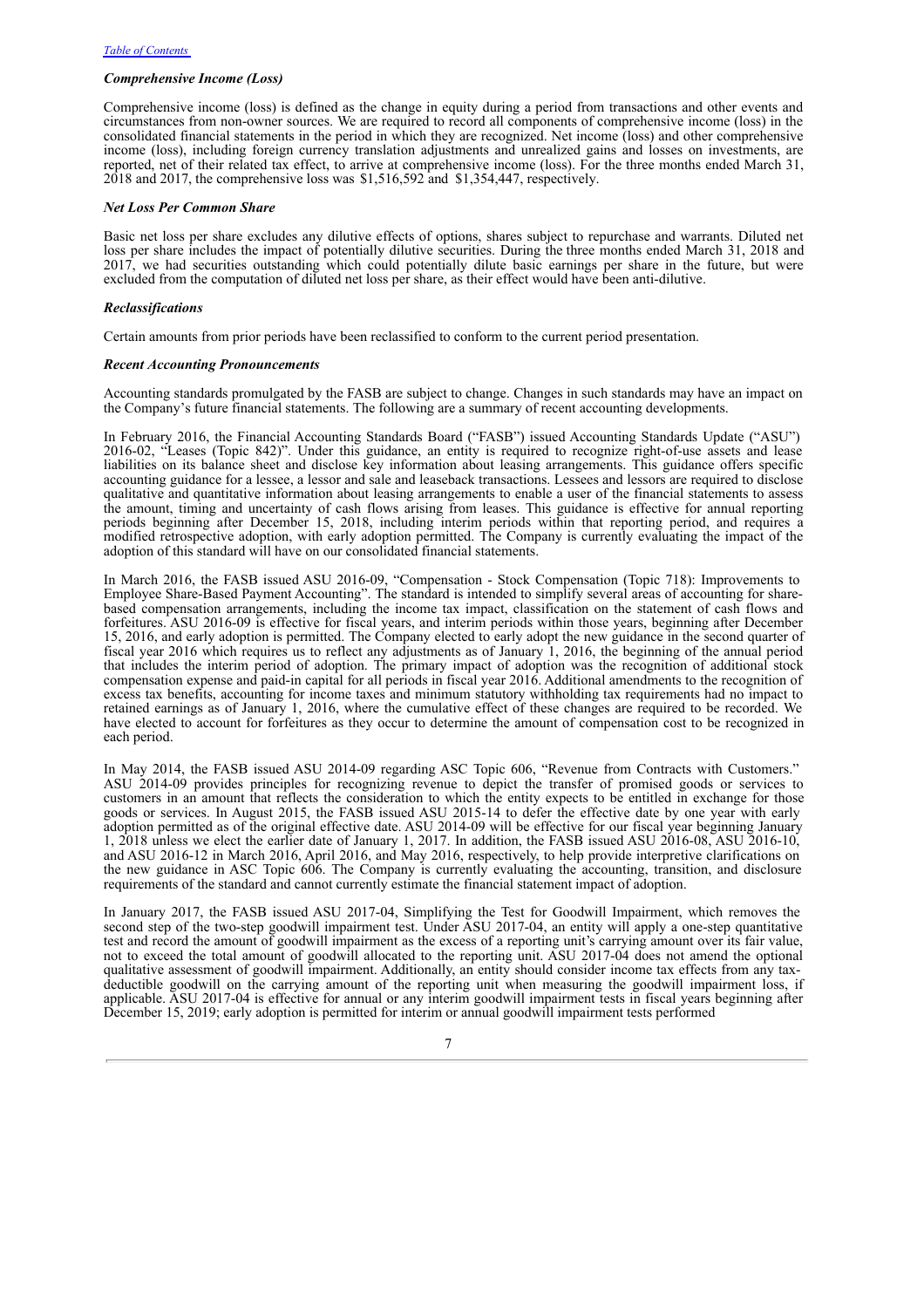### *Comprehensive Income (Loss)*

Comprehensive income (loss) is defined as the change in equity during a period from transactions and other events and circumstances from non-owner sources. We are required to record all components of comprehensive income (loss) in the consolidated financial statements in the period in which they are recognized. Net income (loss) and other comprehensive income (loss), including foreign currency translation adjustments and unrealized gains and losses on investments, are reported, net of their related tax effect, to arrive at comprehensive income (loss). For the three months ended March 31, 2018 and 2017, the comprehensive loss was $1,516,592 and $1,354,447, respectively.

### *Net Loss Per Common Share*

Basic net loss per share excludes any dilutive effects of options, shares subject to repurchase and warrants. Diluted net loss per share includes the impact of potentially dilutive securities. During the three months ended March 31, 2018 and 2017, we had securities outstanding which could potentially dilute basic earnings per share in the future, but were excluded from the computation of diluted net loss per share, as their effect would have been anti-dilutive.

### *Reclassifications*

Certain amounts from prior periods have been reclassified to conform to the current period presentation.

### *Recent Accounting Pronouncements*

Accounting standards promulgated by the FASB are subject to change. Changes in such standards may have an impact on the Company's future financial statements. The following are a summary of recent accounting developments.

In February 2016, the Financial Accounting Standards Board ("FASB") issued Accounting Standards Update ("ASU") 2016-02, "Leases (Topic 842)". Under this guidance, an entity is required to recognize right-of-use assets and lease liabilities on its balance sheet and disclose key information about leasing arrangements. This guidance offers specific accounting guidance for a lessee, a lessor and sale and leaseback transactions. Lessees and lessors are required to disclose qualitative and quantitative information about leasing arrangements to enable a user of the financial statements to assess the amount, timing and uncertainty of cash flows arising from leases. This guidance is effective for annual reporting periods beginning after December 15, 2018, including interim periods within that reporting period, and requires a modified retrospective adoption, with early adoption permitted. The Company is currently evaluating the impact of the adoption of this standard will have on our consolidated financial statements.

In March 2016, the FASB issued ASU 2016-09, "Compensation - Stock Compensation (Topic 718): Improvements to Employee Share-Based Payment Accounting". The standard is intended to simplify several areas of accounting for share-based compensation arrangements, including the income tax impact, classification on the statement of cash flows and forfeitures. ASU 2016-09 is effective for fiscal years, and interim periods within those years, beginning after December 15, 2016, and early adoption is permitted. The Company elected to early adopt the new guidance in the second quarter of fiscal year 2016 which requires us to reflect any adjustments as of January 1, 2016, the beginning of the annual period that includes the interim period of adoption. The primary impact of adoption was the recognition of additional stock compensation expense and paid-in capital for all periods in fiscal year 2016. Additional amendments to the recognition of excess tax benefits, accounting for income taxes and minimum statutory withholding tax requirements had no impact to retained earnings as of January 1, 2016, where the cumulative effect of these changes are required to be recorded. We have elected to account for forfeitures as they occur to determine the amount of compensation cost to be recognized in each period.

In May 2014, the FASB issued ASU 2014-09 regarding ASC Topic 606, "Revenue from Contracts with Customers." ASU 2014-09 provides principles for recognizing revenue to depict the transfer of promised goods or services to customers in an amount that reflects the consideration to which the entity expects to be entitled in exchange for those goods or services. In August 2015, the FASB issued ASU 2015-14 to defer the effective date by one year with early adoption permitted as of the original effective date. ASU 2014-09 will be effective for our fiscal year beginning January 1, 2018 unless we elect the earlier date of January 1, 2017. In addition, the FASB issued ASU 2016-08, ASU 2016-10, and ASU 2016-12 in March 2016, April 2016, and May 2016, respectively, to help provide interpretive clarifications on the new guidance in ASC Topic 606. The Company is currently evaluating the accounting, transition, and disclosure requirements of the standard and cannot currently estimate the financial statement impact of adoption.

In January 2017, the FASB issued ASU 2017-04, Simplifying the Test for Goodwill Impairment, which removes the second step of the two-step goodwill impairment test. Under ASU 2017-04, an entity will apply a one-step quantitative test and record the amount of goodwill impairment as the excess of a reporting unit's carrying amount over its fair value, not to exceed the total amount of goodwill allocated to the reporting unit. ASU 2017-04 does not amend the optional qualitative assessment of goodwill impairment. Additionally, an entity should consider income tax effects from any tax-deductible goodwill on the carrying amount of the reporting unit when measuring the goodwill impairment loss, if applicable. ASU 2017-04 is effective for annual or any interim goodwill impairment tests in fiscal years beginning after December 15, 2019; early adoption is permitted for interim or annual goodwill impairment tests performed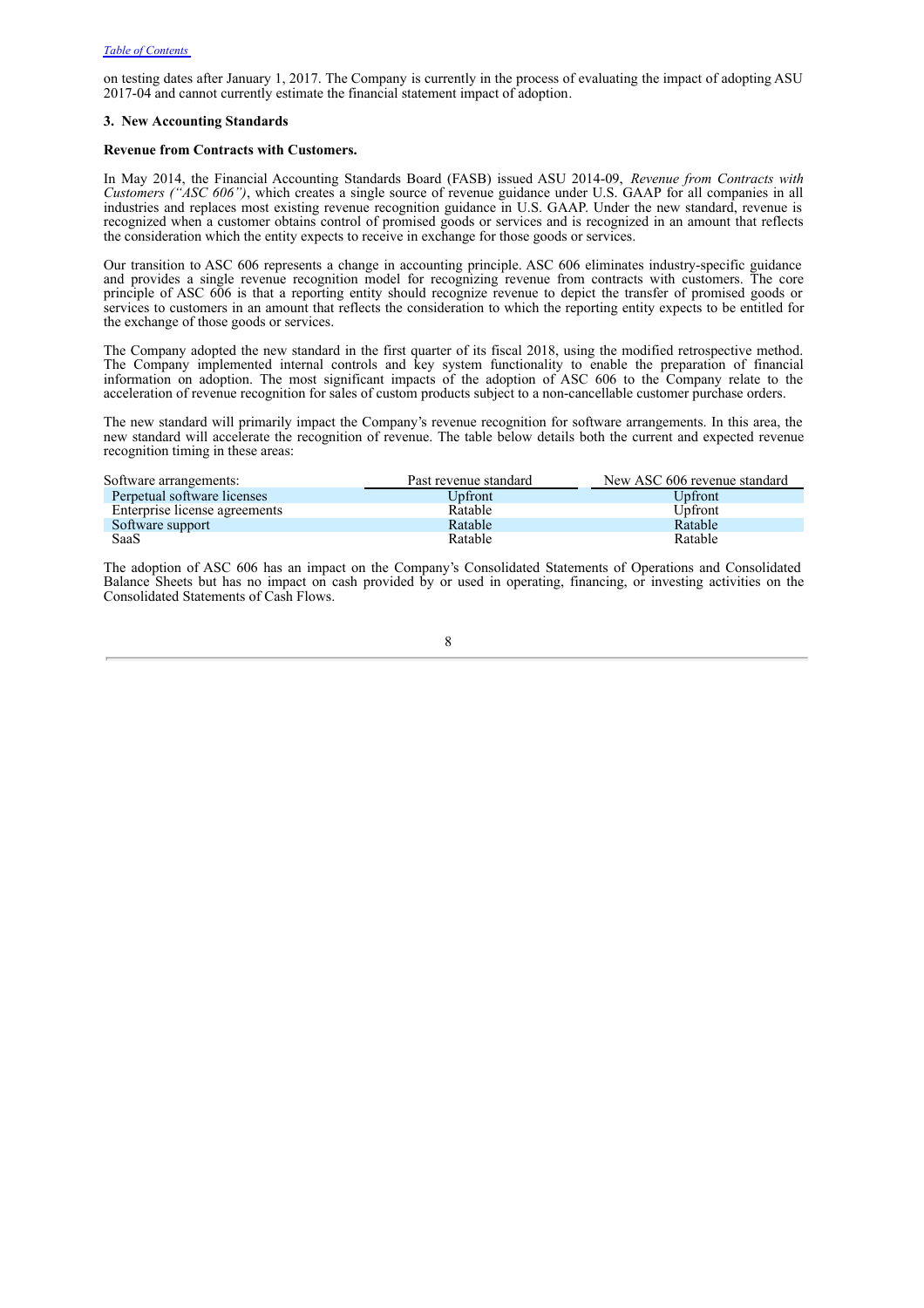on testing dates after January 1, 2017. The Company is currently in the process of evaluating the impact of adopting ASU 2017-04 and cannot currently estimate the financial statement impact of adoption.

## 3. New Accounting Standards

### Revenue from Contracts with Customers.

In May 2014, the Financial Accounting Standards Board (FASB) issued ASU 2014-09, *Revenue from Contracts with Customers ("ASC 606")*, which creates a single source of revenue guidance under U.S. GAAP for all companies in all industries and replaces most existing revenue recognition guidance in U.S. GAAP. Under the new standard, revenue is recognized when a customer obtains control of promised goods or services and is recognized in an amount that reflects the consideration which the entity expects to receive in exchange for those goods or services.

Our transition to ASC 606 represents a change in accounting principle. ASC 606 eliminates industry-specific guidance and provides a single revenue recognition model for recognizing revenue from contracts with customers. The core principle of ASC 606 is that a reporting entity should recognize revenue to depict the transfer of promised goods or services to customers in an amount that reflects the consideration to which the reporting entity expects to be entitled for the exchange of those goods or services.

The Company adopted the new standard in the first quarter of its fiscal 2018, using the modified retrospective method. The Company implemented internal controls and key system functionality to enable the preparation of financial information on adoption. The most significant impacts of the adoption of ASC 606 to the Company relate to the acceleration of revenue recognition for sales of custom products subject to a non-cancellable customer purchase orders.

The new standard will primarily impact the Company's revenue recognition for software arrangements. In this area, the new standard will accelerate the recognition of revenue. The table below details both the current and expected revenue recognition timing in these areas:

| Software arrangements: | Past revenue standard | New ASC 606 revenue standard |
|---|---|---|
| Perpetual software licenses | Upfront | Upfront |
| Enterprise license agreements | Ratable | Upfront |
| Software support | Ratable | Ratable |
| SaaS | Ratable | Ratable |

The adoption of ASC 606 has an impact on the Company's Consolidated Statements of Operations and Consolidated Balance Sheets but has no impact on cash provided by or used in operating, financing, or investing activities on the Consolidated Statements of Cash Flows.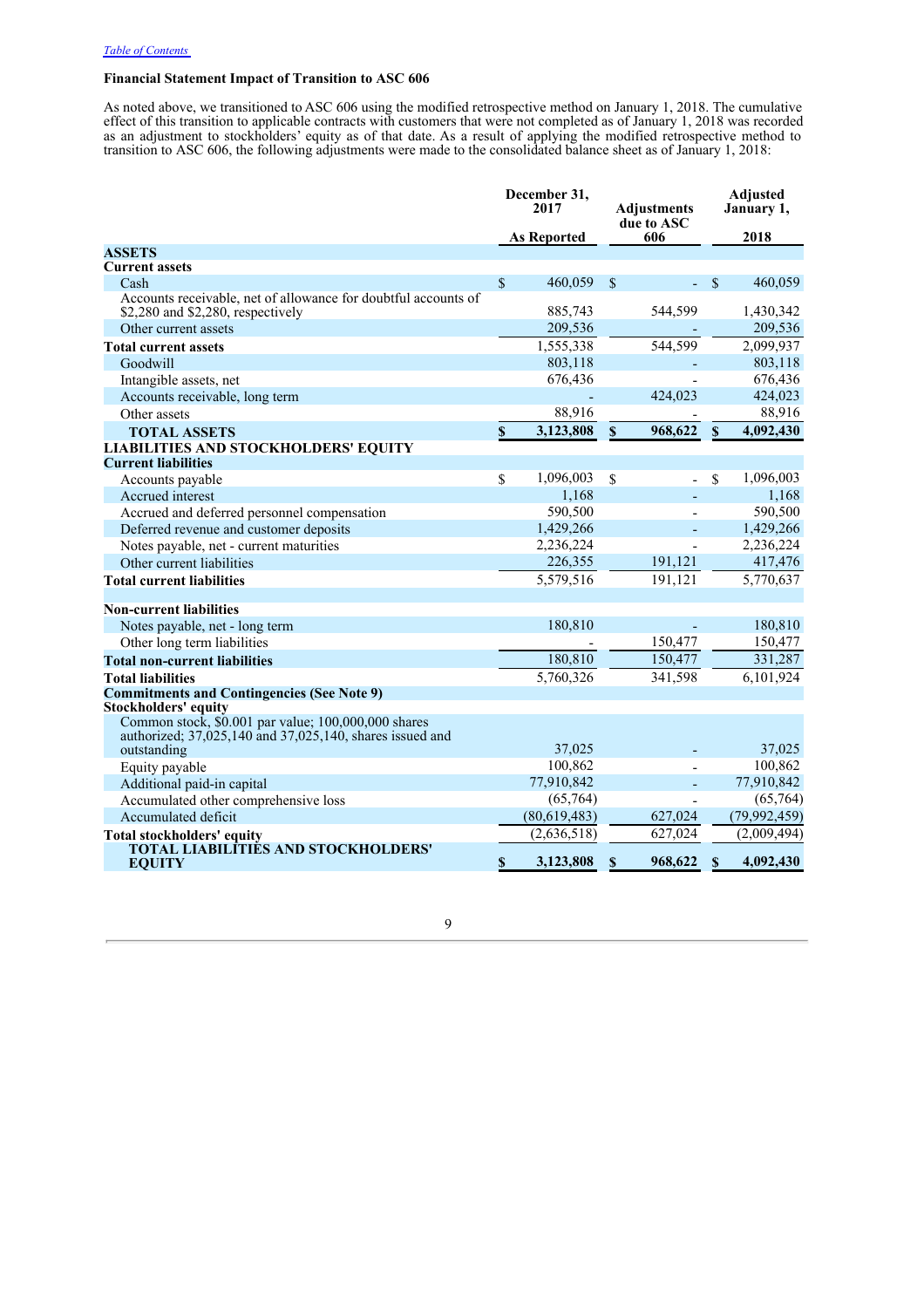Table of Contents

### Financial Statement Impact of Transition to ASC 606

As noted above, we transitioned to ASC 606 using the modified retrospective method on January 1, 2018. The cumulative effect of this transition to applicable contracts with customers that were not completed as of January 1, 2018 was recorded as an adjustment to stockholders' equity as of that date. As a result of applying the modified retrospective method to transition to ASC 606, the following adjustments were made to the consolidated balance sheet as of January 1, 2018:

| | December 31, 2017 As Reported | Adjustments due to ASC 606 | Adjusted January 1, 2018 |
|---|---|---|---|
| **ASSETS** | | | |
| **Current assets** | | | |
| Cash | $ 460,059 | $ - | $ 460,059 |
| Accounts receivable, net of allowance for doubtful accounts of $2,280 and $2,280, respectively | 885,743 | 544,599 | 1,430,342 |
| Other current assets | 209,536 | - | 209,536 |
| **Total current assets** | 1,555,338 | 544,599 | 2,099,937 |
| Goodwill | 803,118 | - | 803,118 |
| Intangible assets, net | 676,436 | - | 676,436 |
| Accounts receivable, long term | - | 424,023 | 424,023 |
| Other assets | 88,916 | - | 88,916 |
| **TOTAL ASSETS** | **$ 3,123,808** | **$ 968,622** | **$ 4,092,430** |
| **LIABILITIES AND STOCKHOLDERS' EQUITY** | | | |
| **Current liabilities** | | | |
| Accounts payable | $ 1,096,003 | $ - | $ 1,096,003 |
| Accrued interest | 1,168 | - | 1,168 |
| Accrued and deferred personnel compensation | 590,500 | - | 590,500 |
| Deferred revenue and customer deposits | 1,429,266 | - | 1,429,266 |
| Notes payable, net - current maturities | 2,236,224 | - | 2,236,224 |
| Other current liabilities | 226,355 | 191,121 | 417,476 |
| **Total current liabilities** | 5,579,516 | 191,121 | 5,770,637 |
| **Non-current liabilities** | | | |
| Notes payable, net - long term | 180,810 | - | 180,810 |
| Other long term liabilities | - | 150,477 | 150,477 |
| **Total non-current liabilities** | 180,810 | 150,477 | 331,287 |
| **Total liabilities** | 5,760,326 | 341,598 | 6,101,924 |
| **Commitments and Contingencies (See Note 9)** | | | |
| **Stockholders' equity** | | | |
| Common stock, $0.001 par value; 100,000,000 shares authorized; 37,025,140 and 37,025,140, shares issued and outstanding | 37,025 | - | 37,025 |
| Equity payable | 100,862 | - | 100,862 |
| Additional paid-in capital | 77,910,842 | - | 77,910,842 |
| Accumulated other comprehensive loss | (65,764) | - | (65,764) |
| Accumulated deficit | (80,619,483) | 627,024 | (79,992,459) |
| **Total stockholders' equity** | (2,636,518) | 627,024 | (2,009,494) |
| **TOTAL LIABILITIES AND STOCKHOLDERS' EQUITY** | **$ 3,123,808** | **$ 968,622** | **$ 4,092,430** |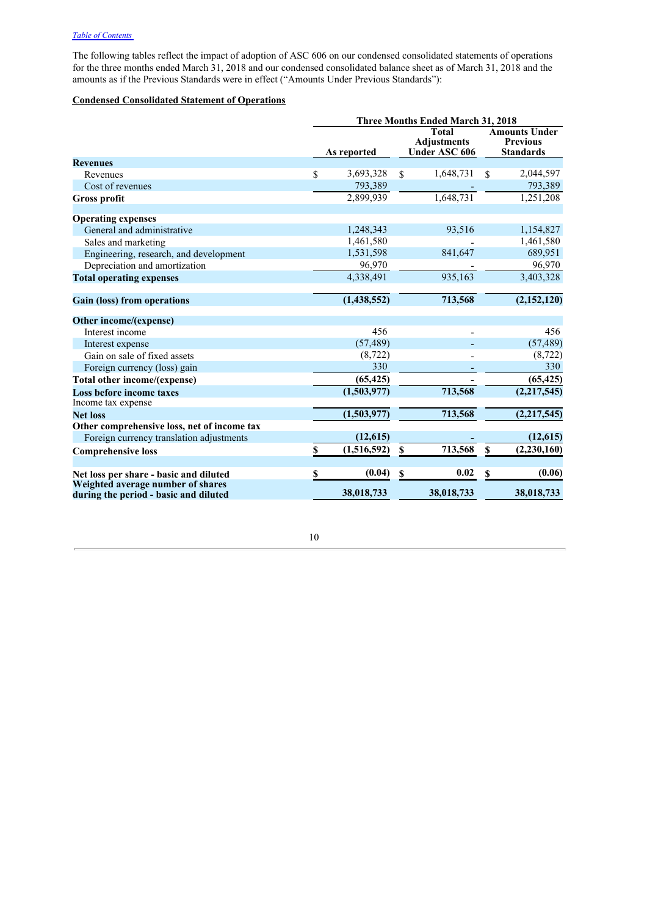The following tables reflect the impact of adoption of ASC 606 on our condensed consolidated statements of operations for the three months ended March 31, 2018 and our condensed consolidated balance sheet as of March 31, 2018 and the amounts as if the Previous Standards were in effect ("Amounts Under Previous Standards"):

**Condensed Consolidated Statement of Operations**

| | Three Months Ended March 31, 2018 | | |
|---|---|---|---|
| | As reported | Total Adjustments Under ASC 606 | Amounts Under Previous Standards |
| **Revenues** | | | |
| Revenues | $ 3,693,328 | $ 1,648,731 | $ 2,044,597 |
| Cost of revenues | 793,389 | - | 793,389 |
| **Gross profit** | 2,899,939 | 1,648,731 | 1,251,208 |
| | | | |
| **Operating expenses** | | | |
| General and administrative | 1,248,343 | 93,516 | 1,154,827 |
| Sales and marketing | 1,461,580 | - | 1,461,580 |
| Engineering, research, and development | 1,531,598 | 841,647 | 689,951 |
| Depreciation and amortization | 96,970 | - | 96,970 |
| **Total operating expenses** | 4,338,491 | 935,163 | 3,403,328 |
| | | | |
| **Gain (loss) from operations** | **(1,438,552)** | **713,568** | **(2,152,120)** |
| | | | |
| **Other income/(expense)** | | | |
| Interest income | 456 | - | 456 |
| Interest expense | (57,489) | - | (57,489) |
| Gain on sale of fixed assets | (8,722) | - | (8,722) |
| Foreign currency (loss) gain | 330 | - | 330 |
| **Total other income/(expense)** | **(65,425)** | **-** | **(65,425)** |
| **Loss before income taxes** | **(1,503,977)** | **713,568** | **(2,217,545)** |
| Income tax expense | | | |
| **Net loss** | **(1,503,977)** | **713,568** | **(2,217,545)** |
| **Other comprehensive loss, net of income tax** | | | |
| Foreign currency translation adjustments | **(12,615)** | **-** | **(12,615)** |
| **Comprehensive loss** | **$ (1,516,592)** | **$ 713,568** | **$ (2,230,160)** |
| | | | |
| **Net loss per share - basic and diluted** | **$ (0.04)** | **$ 0.02** | **$ (0.06)** |
| **Weighted average number of shares during the period - basic and diluted** | **38,018,733** | **38,018,733** | **38,018,733** |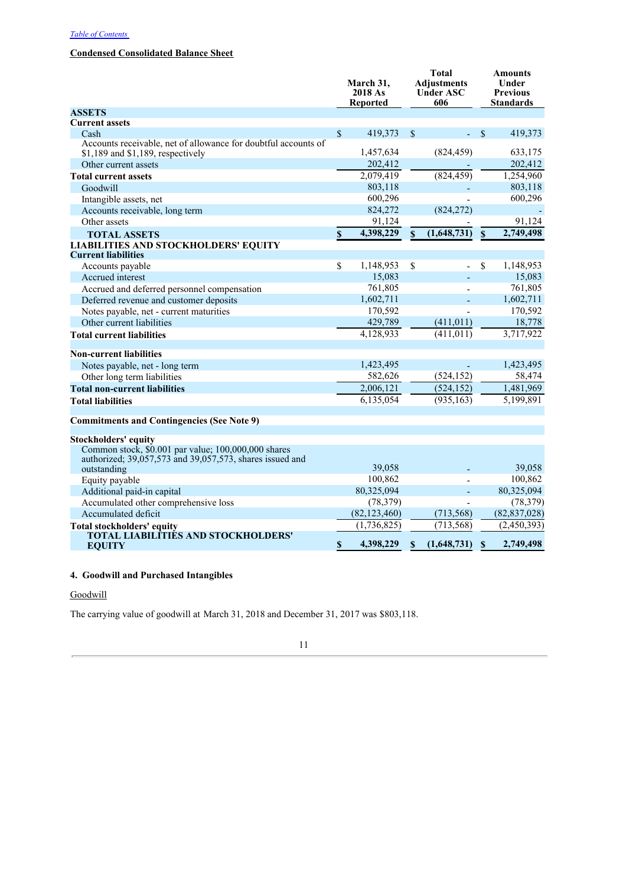[Table of Contents](#)

**Condensed Consolidated Balance Sheet**

| | March 31, 2018 As Reported | Total Adjustments Under ASC 606 | Amounts Under Previous Standards |
|---|---|---|---|
| **ASSETS** | | | |
| **Current assets** | | | |
| Cash | $ 419,373 | $ - | $ 419,373 |
| Accounts receivable, net of allowance for doubtful accounts of $1,189 and $1,189, respectively | 1,457,634 | (824,459) | 633,175 |
| Other current assets | 202,412 | - | 202,412 |
| **Total current assets** | 2,079,419 | (824,459) | 1,254,960 |
| Goodwill | 803,118 | - | 803,118 |
| Intangible assets, net | 600,296 | - | 600,296 |
| Accounts receivable, long term | 824,272 | (824,272) | - |
| Other assets | 91,124 | - | 91,124 |
| **TOTAL ASSETS** | **$ 4,398,229** | **$ (1,648,731)** | **$ 2,749,498** |
| **LIABILITIES AND STOCKHOLDERS' EQUITY** | | | |
| **Current liabilities** | | | |
| Accounts payable | $ 1,148,953 | $ - | $ 1,148,953 |
| Accrued interest | 15,083 | - | 15,083 |
| Accrued and deferred personnel compensation | 761,805 | - | 761,805 |
| Deferred revenue and customer deposits | 1,602,711 | - | 1,602,711 |
| Notes payable, net - current maturities | 170,592 | - | 170,592 |
| Other current liabilities | 429,789 | (411,011) | 18,778 |
| **Total current liabilities** | 4,128,933 | (411,011) | 3,717,922 |
| | | | |
| **Non-current liabilities** | | | |
| Notes payable, net - long term | 1,423,495 | - | 1,423,495 |
| Other long term liabilities | 582,626 | (524,152) | 58,474 |
| **Total non-current liabilities** | 2,006,121 | (524,152) | 1,481,969 |
| **Total liabilities** | 6,135,054 | (935,163) | 5,199,891 |
| | | | |
| **Commitments and Contingencies (See Note 9)** | | | |
| | | | |
| **Stockholders' equity** | | | |
| Common stock, $0.001 par value; 100,000,000 shares authorized; 39,057,573 and 39,057,573, shares issued and outstanding | 39,058 | - | 39,058 |
| Equity payable | 100,862 | - | 100,862 |
| Additional paid-in capital | 80,325,094 | - | 80,325,094 |
| Accumulated other comprehensive loss | (78,379) | - | (78,379) |
| Accumulated deficit | (82,123,460) | (713,568) | (82,837,028) |
| **Total stockholders' equity** | (1,736,825) | (713,568) | (2,450,393) |
| **TOTAL LIABILITIES AND STOCKHOLDERS' EQUITY** | **$ 4,398,229** | **$ (1,648,731)** | **$ 2,749,498** |

#### 4. Goodwill and Purchased Intangibles

Goodwill

The carrying value of goodwill at March 31, 2018 and December 31, 2017 was $803,118.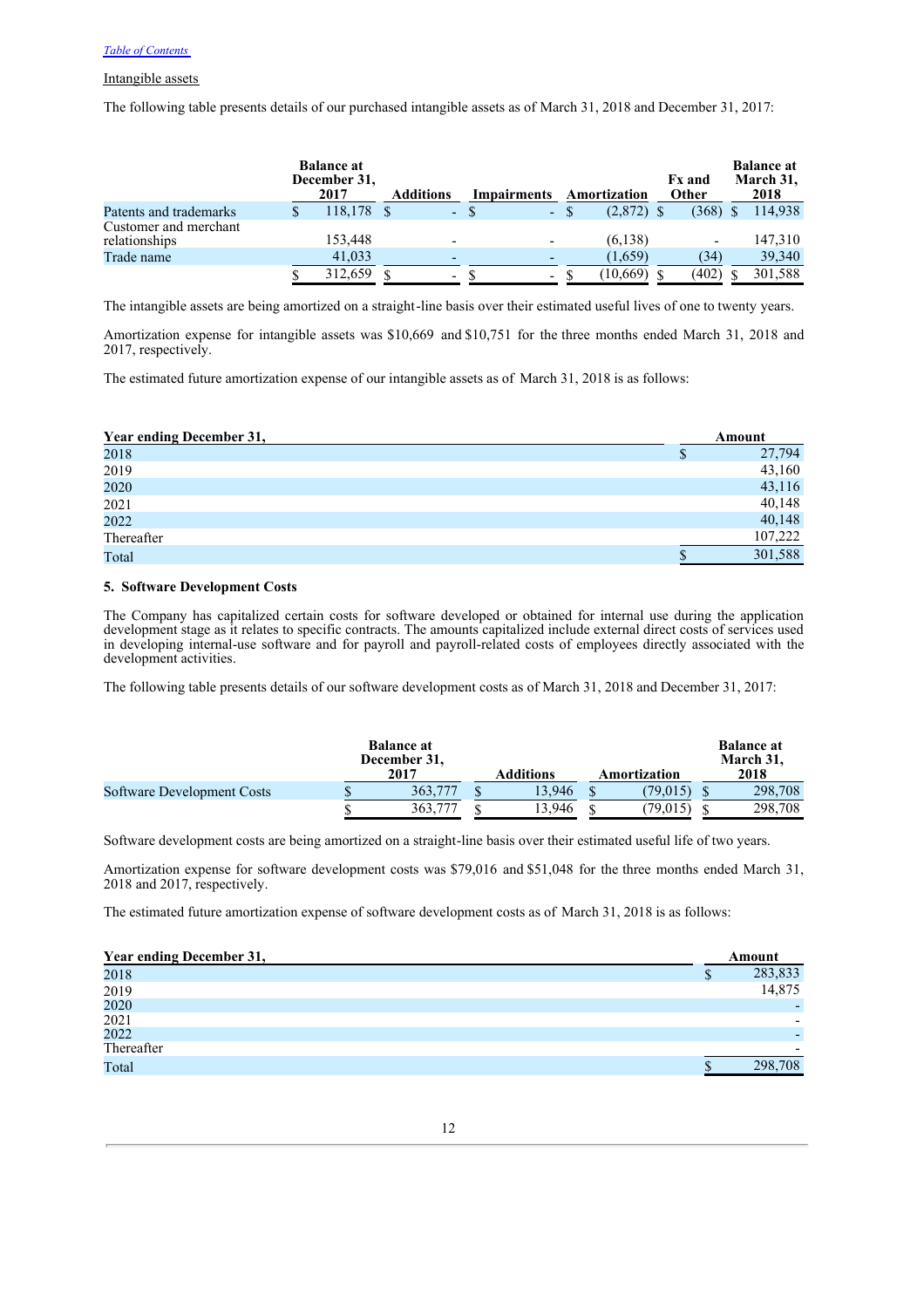[Table of Contents](#)

Intangible assets

The following table presents details of our purchased intangible assets as of March 31, 2018 and December 31, 2017:

| | Balance at December 31, 2017 | Additions | Impairments | Amortization | Fx and Other | Balance at March 31, 2018 |
|---|---|---|---|---|---|---|
| Patents and trademarks | $ 118,178 | $ - | $ - | $ (2,872) | $ (368) | $ 114,938 |
| Customer and merchant relationships | 153,448 | - | - | (6,138) | - | 147,310 |
| Trade name | 41,033 | - | - | (1,659) | (34) | 39,340 |
| | $ 312,659 | $ - | $ - | $ (10,669) | $ (402) | $ 301,588 |

The intangible assets are being amortized on a straight-line basis over their estimated useful lives of one to twenty years.

Amortization expense for intangible assets was $10,669 and $10,751 for the three months ended March 31, 2018 and 2017, respectively.

The estimated future amortization expense of our intangible assets as of March 31, 2018 is as follows:

| Year ending December 31, | Amount |
|---|---|
| 2018 | $ 27,794 |
| 2019 | 43,160 |
| 2020 | 43,116 |
| 2021 | 40,148 |
| 2022 | 40,148 |
| Thereafter | 107,222 |
| Total | $ 301,588 |

**5. Software Development Costs**

The Company has capitalized certain costs for software developed or obtained for internal use during the application development stage as it relates to specific contracts. The amounts capitalized include external direct costs of services used in developing internal-use software and for payroll and payroll-related costs of employees directly associated with the development activities.

The following table presents details of our software development costs as of March 31, 2018 and December 31, 2017:

| | Balance at December 31, 2017 | Additions | Amortization | Balance at March 31, 2018 |
|---|---|---|---|---|
| Software Development Costs | $ 363,777 | $ 13,946 | $ (79,015) | $ 298,708 |
| | $ 363,777 | $ 13,946 | $ (79,015) | $ 298,708 |

Software development costs are being amortized on a straight-line basis over their estimated useful life of two years.

Amortization expense for software development costs was $79,016 and $51,048 for the three months ended March 31, 2018 and 2017, respectively.

The estimated future amortization expense of software development costs as of March 31, 2018 is as follows:

| Year ending December 31, | Amount |
|---|---|
| 2018 | $ 283,833 |
| 2019 | 14,875 |
| 2020 | - |
| 2021 | - |
| 2022 | - |
| Thereafter | - |
| Total | $ 298,708 |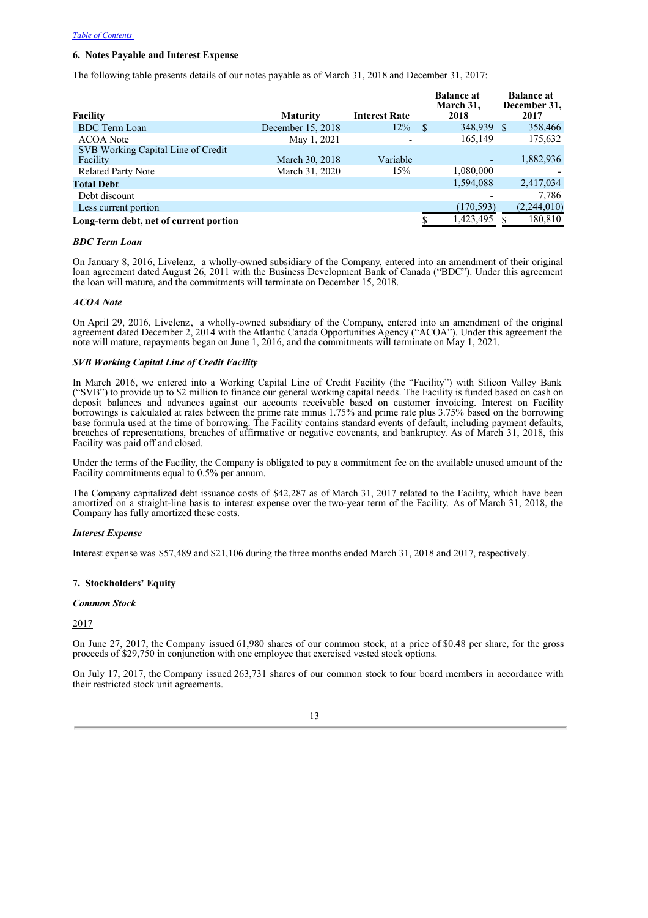[Table of Contents]

### 6. Notes Payable and Interest Expense

The following table presents details of our notes payable as of March 31, 2018 and December 31, 2017:

| Facility | Maturity | Interest Rate | Balance at March 31, 2018 | Balance at December 31, 2017 |
|---|---|---|---|---|
| BDC Term Loan | December 15, 2018 | 12% | $ 348,939 | $ 358,466 |
| ACOA Note | May 1, 2021 | - | 165,149 | 175,632 |
| SVB Working Capital Line of Credit Facility | March 30, 2018 | Variable | - | 1,882,936 |
| Related Party Note | March 31, 2020 | 15% | 1,080,000 | - |
| **Total Debt** | | | 1,594,088 | 2,417,034 |
| Debt discount | | | - | 7,786 |
| Less current portion | | | (170,593) | (2,244,010) |
| **Long-term debt, net of current portion** | | | $ 1,423,495 | $ 180,810 |

#### *BDC Term Loan*

On January 8, 2016, Livelenz, a wholly-owned subsidiary of the Company, entered into an amendment of their original loan agreement dated August 26, 2011 with the Business Development Bank of Canada ("BDC"). Under this agreement the loan will mature, and the commitments will terminate on December 15, 2018.

#### *ACOA Note*

On April 29, 2016, Livelenz, a wholly-owned subsidiary of the Company, entered into an amendment of the original agreement dated December 2, 2014 with the Atlantic Canada Opportunities Agency ("ACOA"). Under this agreement the note will mature, repayments began on June 1, 2016, and the commitments will terminate on May 1, 2021.

#### *SVB Working Capital Line of Credit Facility*

In March 2016, we entered into a Working Capital Line of Credit Facility (the "Facility") with Silicon Valley Bank ("SVB") to provide up to $2 million to finance our general working capital needs. The Facility is funded based on cash on deposit balances and advances against our accounts receivable based on customer invoicing. Interest on Facility borrowings is calculated at rates between the prime rate minus 1.75% and prime rate plus 3.75% based on the borrowing base formula used at the time of borrowing. The Facility contains standard events of default, including payment defaults, breaches of representations, breaches of affirmative or negative covenants, and bankruptcy. As of March 31, 2018, this Facility was paid off and closed.

Under the terms of the Facility, the Company is obligated to pay a commitment fee on the available unused amount of the Facility commitments equal to 0.5% per annum.

The Company capitalized debt issuance costs of $42,287 as of March 31, 2017 related to the Facility, which have been amortized on a straight-line basis to interest expense over the two-year term of the Facility. As of March 31, 2018, the Company has fully amortized these costs.

#### *Interest Expense*

Interest expense was $57,489 and $21,106 during the three months ended March 31, 2018 and 2017, respectively.

### 7. Stockholders' Equity

#### *Common Stock*

2017

On June 27, 2017, the Company issued 61,980 shares of our common stock, at a price of $0.48 per share, for the gross proceeds of $29,750 in conjunction with one employee that exercised vested stock options.

On July 17, 2017, the Company issued 263,731 shares of our common stock to four board members in accordance with their restricted stock unit agreements.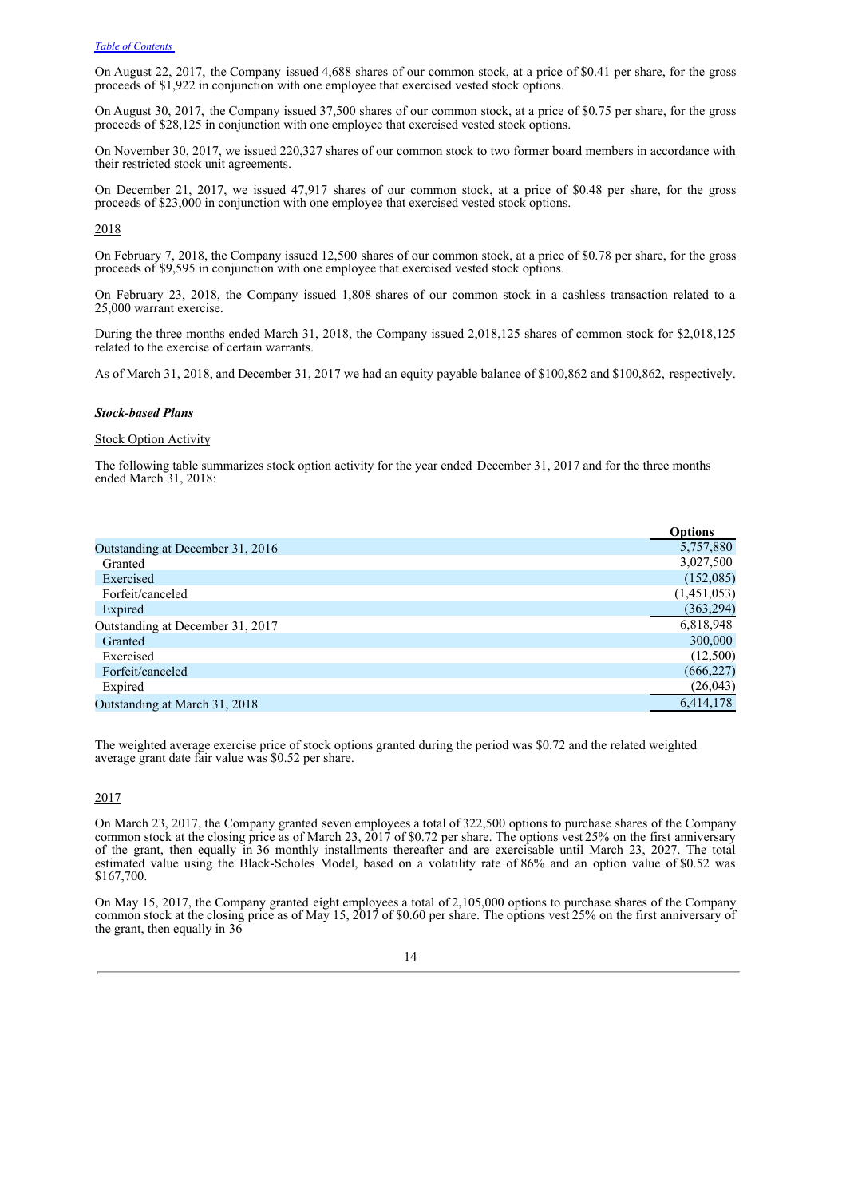On August 22, 2017, the Company issued 4,688 shares of our common stock, at a price of $0.41 per share, for the gross proceeds of $1,922 in conjunction with one employee that exercised vested stock options.

On August 30, 2017, the Company issued 37,500 shares of our common stock, at a price of $0.75 per share, for the gross proceeds of $28,125 in conjunction with one employee that exercised vested stock options.

On November 30, 2017, we issued 220,327 shares of our common stock to two former board members in accordance with their restricted stock unit agreements.

On December 21, 2017, we issued 47,917 shares of our common stock, at a price of $0.48 per share, for the gross proceeds of $23,000 in conjunction with one employee that exercised vested stock options.

2018

On February 7, 2018, the Company issued 12,500 shares of our common stock, at a price of $0.78 per share, for the gross proceeds of $9,595 in conjunction with one employee that exercised vested stock options.

On February 23, 2018, the Company issued 1,808 shares of our common stock in a cashless transaction related to a 25,000 warrant exercise.

During the three months ended March 31, 2018, the Company issued 2,018,125 shares of common stock for $2,018,125 related to the exercise of certain warrants.

As of March 31, 2018, and December 31, 2017 we had an equity payable balance of $100,862 and $100,862, respectively.

***Stock-based Plans***

Stock Option Activity

The following table summarizes stock option activity for the year ended December 31, 2017 and for the three months ended March 31, 2018:

| | Options |
|---|---|
| Outstanding at December 31, 2016 | 5,757,880 |
| Granted | 3,027,500 |
| Exercised | (152,085) |
| Forfeit/canceled | (1,451,053) |
| Expired | (363,294) |
| Outstanding at December 31, 2017 | 6,818,948 |
| Granted | 300,000 |
| Exercised | (12,500) |
| Forfeit/canceled | (666,227) |
| Expired | (26,043) |
| Outstanding at March 31, 2018 | 6,414,178 |

The weighted average exercise price of stock options granted during the period was $0.72 and the related weighted average grant date fair value was $0.52 per share.

2017

On March 23, 2017, the Company granted seven employees a total of 322,500 options to purchase shares of the Company common stock at the closing price as of March 23, 2017 of $0.72 per share. The options vest 25% on the first anniversary of the grant, then equally in 36 monthly installments thereafter and are exercisable until March 23, 2027. The total estimated value using the Black-Scholes Model, based on a volatility rate of 86% and an option value of $0.52 was $167,700.

On May 15, 2017, the Company granted eight employees a total of 2,105,000 options to purchase shares of the Company common stock at the closing price as of May 15, 2017 of $0.60 per share. The options vest 25% on the first anniversary of the grant, then equally in 36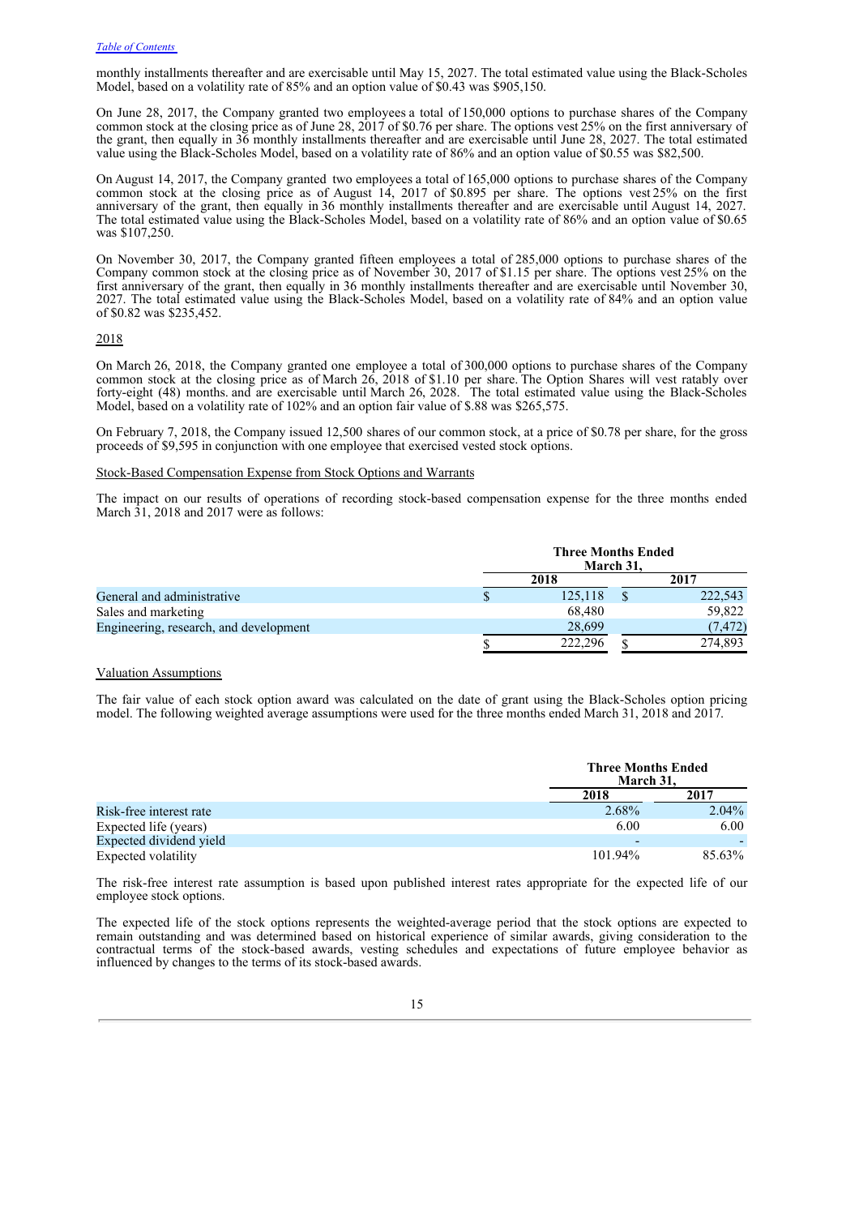monthly installments thereafter and are exercisable until May 15, 2027. The total estimated value using the Black-Scholes Model, based on a volatility rate of 85% and an option value of $0.43 was $905,150.

On June 28, 2017, the Company granted two employees a total of 150,000 options to purchase shares of the Company common stock at the closing price as of June 28, 2017 of $0.76 per share. The options vest 25% on the first anniversary of the grant, then equally in 36 monthly installments thereafter and are exercisable until June 28, 2027. The total estimated value using the Black-Scholes Model, based on a volatility rate of 86% and an option value of $0.55 was $82,500.

On August 14, 2017, the Company granted two employees a total of 165,000 options to purchase shares of the Company common stock at the closing price as of August 14, 2017 of $0.895 per share. The options vest 25% on the first anniversary of the grant, then equally in 36 monthly installments thereafter and are exercisable until August 14, 2027. The total estimated value using the Black-Scholes Model, based on a volatility rate of 86% and an option value of $0.65 was $107,250.

On November 30, 2017, the Company granted fifteen employees a total of 285,000 options to purchase shares of the Company common stock at the closing price as of November 30, 2017 of $1.15 per share. The options vest 25% on the first anniversary of the grant, then equally in 36 monthly installments thereafter and are exercisable until November 30, 2027. The total estimated value using the Black-Scholes Model, based on a volatility rate of 84% and an option value of $0.82 was $235,452.

2018

On March 26, 2018, the Company granted one employee a total of 300,000 options to purchase shares of the Company common stock at the closing price as of March 26, 2018 of $1.10 per share. The Option Shares will vest ratably over forty-eight (48) months. and are exercisable until March 26, 2028. The total estimated value using the Black-Scholes Model, based on a volatility rate of 102% and an option fair value of $.88 was $265,575.

On February 7, 2018, the Company issued 12,500 shares of our common stock, at a price of $0.78 per share, for the gross proceeds of $9,595 in conjunction with one employee that exercised vested stock options.

Stock-Based Compensation Expense from Stock Options and Warrants

The impact on our results of operations of recording stock-based compensation expense for the three months ended March 31, 2018 and 2017 were as follows:

| | Three Months Ended March 31, | |
|---|---|---|
| | 2018 | 2017 |
| General and administrative | $ 125,118 | $ 222,543 |
| Sales and marketing | 68,480 | 59,822 |
| Engineering, research, and development | 28,699 | (7,472) |
| | $ 222,296 | $ 274,893 |

Valuation Assumptions

The fair value of each stock option award was calculated on the date of grant using the Black-Scholes option pricing model. The following weighted average assumptions were used for the three months ended March 31, 2018 and 2017.

| | Three Months Ended March 31, | |
|---|---|---|
| | 2018 | 2017 |
| Risk-free interest rate | 2.68% | 2.04% |
| Expected life (years) | 6.00 | 6.00 |
| Expected dividend yield | - | - |
| Expected volatility | 101.94% | 85.63% |

The risk-free interest rate assumption is based upon published interest rates appropriate for the expected life of our employee stock options.

The expected life of the stock options represents the weighted-average period that the stock options are expected to remain outstanding and was determined based on historical experience of similar awards, giving consideration to the contractual terms of the stock-based awards, vesting schedules and expectations of future employee behavior as influenced by changes to the terms of its stock-based awards.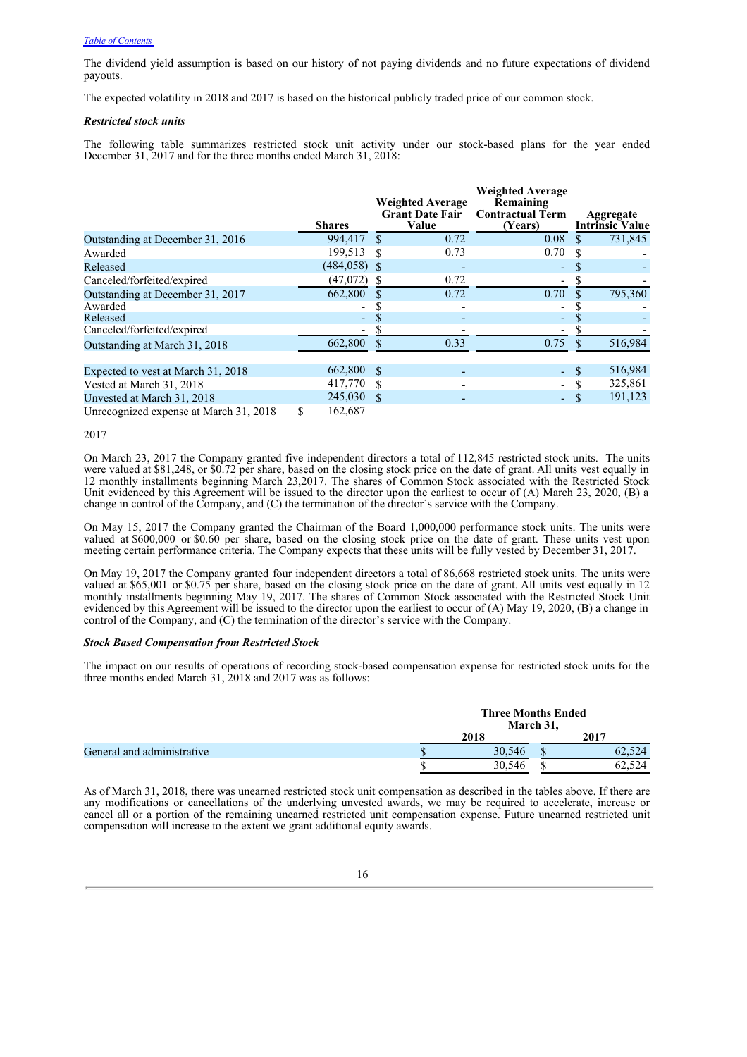The dividend yield assumption is based on our history of not paying dividends and no future expectations of dividend payouts.

The expected volatility in 2018 and 2017 is based on the historical publicly traded price of our common stock.

***Restricted stock units***

The following table summarizes restricted stock unit activity under our stock-based plans for the year ended December 31, 2017 and for the three months ended March 31, 2018:

| | Shares | Weighted Average Grant Date Fair Value | Weighted Average Remaining Contractual Term (Years) | Aggregate Intrinsic Value |
|---|---|---|---|---|
| Outstanding at December 31, 2016 | 994,417 | $ 0.72 | 0.08 | $ 731,845 |
| Awarded | 199,513 | $ 0.73 | 0.70 | $ - |
| Released | (484,058) | $ - | - | $ - |
| Canceled/forfeited/expired | (47,072) | $ 0.72 | - | $ - |
| Outstanding at December 31, 2017 | 662,800 | $ 0.72 | 0.70 | $ 795,360 |
| Awarded | - | $ - | - | $ - |
| Released | - | $ - | - | $ - |
| Canceled/forfeited/expired | - | $ - | - | $ - |
| Outstanding at March 31, 2018 | 662,800 | $ 0.33 | 0.75 | $ 516,984 |
| | | | | |
| Expected to vest at March 31, 2018 | 662,800 | $ - | - | $ 516,984 |
| Vested at March 31, 2018 | 417,770 | $ - | - | $ 325,861 |
| Unvested at March 31, 2018 | 245,030 | $ - | - | $ 191,123 |
| Unrecognized expense at March 31, 2018 | $ 162,687 | | | |

2017

On March 23, 2017 the Company granted five independent directors a total of 112,845 restricted stock units. The units were valued at $81,248, or $0.72 per share, based on the closing stock price on the date of grant. All units vest equally in 12 monthly installments beginning March 23,2017. The shares of Common Stock associated with the Restricted Stock Unit evidenced by this Agreement will be issued to the director upon the earliest to occur of (A) March 23, 2020, (B) a change in control of the Company, and (C) the termination of the director's service with the Company.

On May 15, 2017 the Company granted the Chairman of the Board 1,000,000 performance stock units. The units were valued at $600,000 or $0.60 per share, based on the closing stock price on the date of grant. These units vest upon meeting certain performance criteria. The Company expects that these units will be fully vested by December 31, 2017.

On May 19, 2017 the Company granted four independent directors a total of 86,668 restricted stock units. The units were valued at $65,001 or $0.75 per share, based on the closing stock price on the date of grant. All units vest equally in 12 monthly installments beginning May 19, 2017. The shares of Common Stock associated with the Restricted Stock Unit evidenced by this Agreement will be issued to the director upon the earliest to occur of (A) May 19, 2020, (B) a change in control of the Company, and (C) the termination of the director's service with the Company.

***Stock Based Compensation from Restricted Stock***

The impact on our results of operations of recording stock-based compensation expense for restricted stock units for the three months ended March 31, 2018 and 2017 was as follows:

| | Three Months Ended March 31, | |
|---|---|---|
| | 2018 | 2017 |
| General and administrative | $ 30,546 | $ 62,524 |
| | $ 30,546 | $ 62,524 |

As of March 31, 2018, there was unearned restricted stock unit compensation as described in the tables above. If there are any modifications or cancellations of the underlying unvested awards, we may be required to accelerate, increase or cancel all or a portion of the remaining unearned restricted unit compensation expense. Future unearned restricted unit compensation will increase to the extent we grant additional equity awards.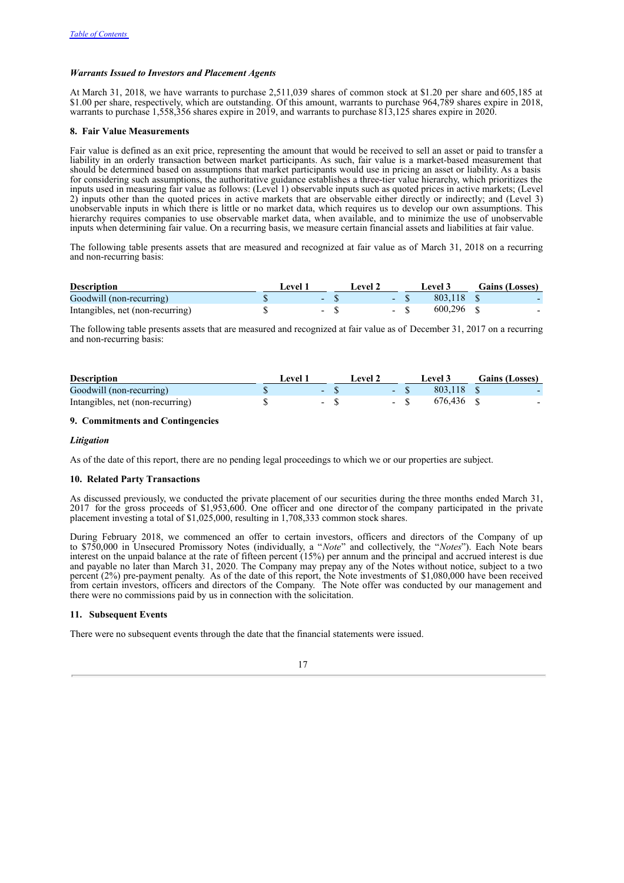*Warrants Issued to Investors and Placement Agents*

At March 31, 2018, we have warrants to purchase 2,511,039 shares of common stock at $1.20 per share and 605,185 at $1.00 per share, respectively, which are outstanding. Of this amount, warrants to purchase 964,789 shares expire in 2018, warrants to purchase 1,558,356 shares expire in 2019, and warrants to purchase 813,125 shares expire in 2020.

**8. Fair Value Measurements**

Fair value is defined as an exit price, representing the amount that would be received to sell an asset or paid to transfer a liability in an orderly transaction between market participants. As such, fair value is a market-based measurement that should be determined based on assumptions that market participants would use in pricing an asset or liability. As a basis for considering such assumptions, the authoritative guidance establishes a three-tier value hierarchy, which prioritizes the inputs used in measuring fair value as follows: (Level 1) observable inputs such as quoted prices in active markets; (Level 2) inputs other than the quoted prices in active markets that are observable either directly or indirectly; and (Level 3) unobservable inputs in which there is little or no market data, which requires us to develop our own assumptions. This hierarchy requires companies to use observable market data, when available, and to minimize the use of unobservable inputs when determining fair value. On a recurring basis, we measure certain financial assets and liabilities at fair value.

The following table presents assets that are measured and recognized at fair value as of March 31, 2018 on a recurring and non-recurring basis:

| Description | Level 1 | Level 2 | Level 3 | Gains (Losses) |
|---|---|---|---|---|
| Goodwill (non-recurring) | $ - | $ - | $ 803,118 | $ - |
| Intangibles, net (non-recurring) | $ - | $ - | $ 600,296 | $ - |

The following table presents assets that are measured and recognized at fair value as of December 31, 2017 on a recurring and non-recurring basis:

| Description | Level 1 | Level 2 | Level 3 | Gains (Losses) |
|---|---|---|---|---|
| Goodwill (non-recurring) | $ - | $ - | $ 803,118 | $ - |
| Intangibles, net (non-recurring) | $ - | $ - | $ 676,436 | $ - |

**9. Commitments and Contingencies**

*Litigation*

As of the date of this report, there are no pending legal proceedings to which we or our properties are subject.

**10. Related Party Transactions**

As discussed previously, we conducted the private placement of our securities during the three months ended March 31, 2017 for the gross proceeds of $1,953,600. One officer and one director of the company participated in the private placement investing a total of $1,025,000, resulting in 1,708,333 common stock shares.

During February 2018, we commenced an offer to certain investors, officers and directors of the Company of up to $750,000 in Unsecured Promissory Notes (individually, a "*Note*" and collectively, the "*Notes*"). Each Note bears interest on the unpaid balance at the rate of fifteen percent (15%) per annum and the principal and accrued interest is due and payable no later than March 31, 2020. The Company may prepay any of the Notes without notice, subject to a two percent (2%) pre-payment penalty. As of the date of this report, the Note investments of $1,080,000 have been received from certain investors, officers and directors of the Company. The Note offer was conducted by our management and there were no commissions paid by us in connection with the solicitation.

**11. Subsequent Events**

There were no subsequent events through the date that the financial statements were issued.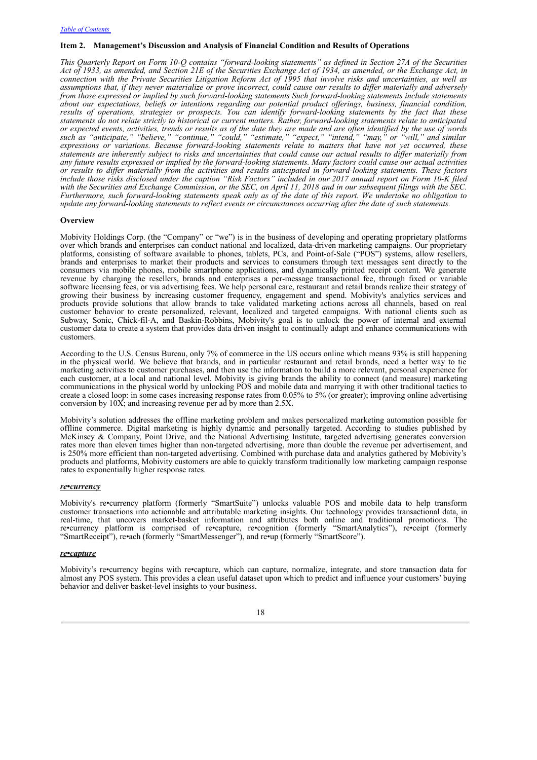## Item 2. Management's Discussion and Analysis of Financial Condition and Results of Operations

*This Quarterly Report on Form 10-Q contains "forward-looking statements" as defined in Section 27A of the Securities Act of 1933, as amended, and Section 21E of the Securities Exchange Act of 1934, as amended, or the Exchange Act, in connection with the Private Securities Litigation Reform Act of 1995 that involve risks and uncertainties, as well as assumptions that, if they never materialize or prove incorrect, could cause our results to differ materially and adversely from those expressed or implied by such forward-looking statements Such forward-looking statements include statements about our expectations, beliefs or intentions regarding our potential product offerings, business, financial condition, results of operations, strategies or prospects. You can identify forward-looking statements by the fact that these statements do not relate strictly to historical or current matters. Rather, forward-looking statements relate to anticipated or expected events, activities, trends or results as of the date they are made and are often identified by the use of words such as "anticipate," "believe," "continue," "could," "estimate," "expect," "intend," "may," or "will," and similar expressions or variations. Because forward-looking statements relate to matters that have not yet occurred, these statements are inherently subject to risks and uncertainties that could cause our actual results to differ materially from any future results expressed or implied by the forward-looking statements. Many factors could cause our actual activities or results to differ materially from the activities and results anticipated in forward-looking statements. These factors include those risks disclosed under the caption "Risk Factors" included in our 2017 annual report on Form 10-K filed with the Securities and Exchange Commission, or the SEC, on April 11, 2018 and in our subsequent filings with the SEC. Furthermore, such forward-looking statements speak only as of the date of this report. We undertake no obligation to update any forward-looking statements to reflect events or circumstances occurring after the date of such statements.*

### Overview

Mobivity Holdings Corp. (the "Company" or "we") is in the business of developing and operating proprietary platforms over which brands and enterprises can conduct national and localized, data-driven marketing campaigns. Our proprietary platforms, consisting of software available to phones, tablets, PCs, and Point-of-Sale ("POS") systems, allow resellers, brands and enterprises to market their products and services to consumers through text messages sent directly to the consumers via mobile phones, mobile smartphone applications, and dynamically printed receipt content. We generate revenue by charging the resellers, brands and enterprises a per-message transactional fee, through fixed or variable software licensing fees, or via advertising fees. We help personal care, restaurant and retail brands realize their strategy of growing their business by increasing customer frequency, engagement and spend. Mobivity's analytics services and products provide solutions that allow brands to take validated marketing actions across all channels, based on real customer behavior to create personalized, relevant, localized and targeted campaigns. With national clients such as Subway, Sonic, Chick-fil-A, and Baskin-Robbins, Mobivity's goal is to unlock the power of internal and external customer data to create a system that provides data driven insight to continually adapt and enhance communications with customers.

According to the U.S. Census Bureau, only 7% of commerce in the US occurs online which means 93% is still happening in the physical world. We believe that brands, and in particular restaurant and retail brands, need a better way to tie marketing activities to customer purchases, and then use the information to build a more relevant, personal experience for each customer, at a local and national level. Mobivity is giving brands the ability to connect (and measure) marketing communications in the physical world by unlocking POS and mobile data and marrying it with other traditional tactics to create a closed loop: in some cases increasing response rates from 0.05% to 5% (or greater); improving online advertising conversion by 10X; and increasing revenue per ad by more than 2.5X.

Mobivity's solution addresses the offline marketing problem and makes personalized marketing automation possible for offline commerce. Digital marketing is highly dynamic and personally targeted. According to studies published by McKinsey & Company, Point Drive, and the National Advertising Institute, targeted advertising generates conversion rates more than eleven times higher than non-targeted advertising, more than double the revenue per advertisement, and is 250% more efficient than non-targeted advertising. Combined with purchase data and analytics gathered by Mobivity's products and platforms, Mobivity customers are able to quickly transform traditionally low marketing campaign response rates to exponentially higher response rates.

#### *re•currency*

Mobivity's re•currency platform (formerly "SmartSuite") unlocks valuable POS and mobile data to help transform customer transactions into actionable and attributable marketing insights. Our technology provides transactional data, in real-time, that uncovers market-basket information and attributes both online and traditional promotions. The re•currency platform is comprised of re•capture, re•cognition (formerly "SmartAnalytics"), re•ceipt (formerly "SmartReceipt"), re•ach (formerly "SmartMessenger"), and re•up (formerly "SmartScore").

#### *re•capture*

Mobivity's re•currency begins with re•capture, which can capture, normalize, integrate, and store transaction data for almost any POS system. This provides a clean useful dataset upon which to predict and influence your customers' buying behavior and deliver basket-level insights to your business.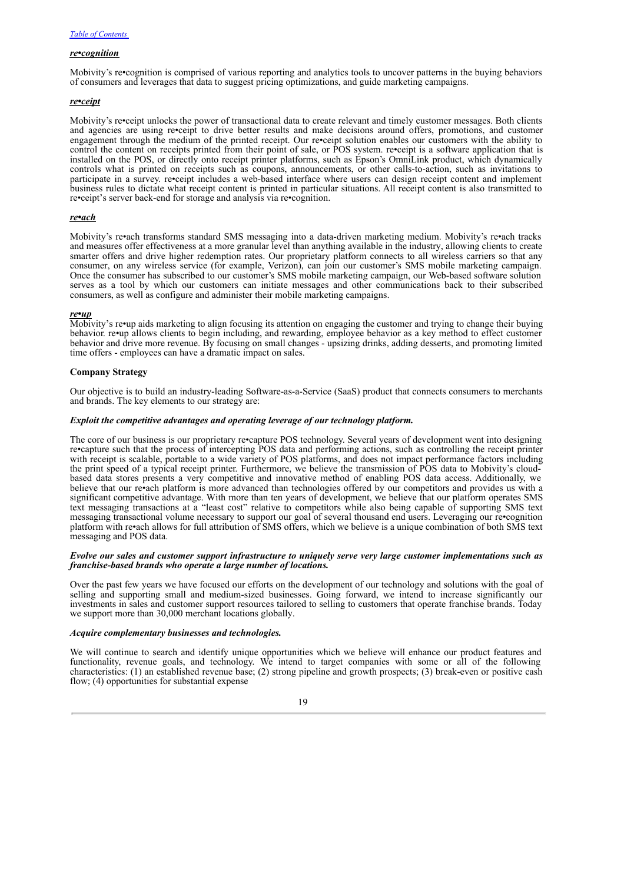***re•cognition***

Mobivity's re•cognition is comprised of various reporting and analytics tools to uncover patterns in the buying behaviors of consumers and leverages that data to suggest pricing optimizations, and guide marketing campaigns.

***re•ceipt***

Mobivity's re•ceipt unlocks the power of transactional data to create relevant and timely customer messages. Both clients and agencies are using re•ceipt to drive better results and make decisions around offers, promotions, and customer engagement through the medium of the printed receipt. Our re•ceipt solution enables our customers with the ability to control the content on receipts printed from their point of sale, or POS system. re•ceipt is a software application that is installed on the POS, or directly onto receipt printer platforms, such as Epson's OmniLink product, which dynamically controls what is printed on receipts such as coupons, announcements, or other calls-to-action, such as invitations to participate in a survey. re•ceipt includes a web-based interface where users can design receipt content and implement business rules to dictate what receipt content is printed in particular situations. All receipt content is also transmitted to re•ceipt's server back-end for storage and analysis via re•cognition.

***re•ach***

Mobivity's re•ach transforms standard SMS messaging into a data-driven marketing medium. Mobivity's re•ach tracks and measures offer effectiveness at a more granular level than anything available in the industry, allowing clients to create smarter offers and drive higher redemption rates. Our proprietary platform connects to all wireless carriers so that any consumer, on any wireless service (for example, Verizon), can join our customer's SMS mobile marketing campaign. Once the consumer has subscribed to our customer's SMS mobile marketing campaign, our Web-based software solution serves as a tool by which our customers can initiate messages and other communications back to their subscribed consumers, as well as configure and administer their mobile marketing campaigns.

***re•up***

Mobivity's re•up aids marketing to align focusing its attention on engaging the customer and trying to change their buying behavior. re•up allows clients to begin including, and rewarding, employee behavior as a key method to effect customer behavior and drive more revenue. By focusing on small changes - upsizing drinks, adding desserts, and promoting limited time offers - employees can have a dramatic impact on sales.

**Company Strategy**

Our objective is to build an industry-leading Software-as-a-Service (SaaS) product that connects consumers to merchants and brands. The key elements to our strategy are:

***Exploit the competitive advantages and operating leverage of our technology platform.***

The core of our business is our proprietary re•capture POS technology. Several years of development went into designing re•capture such that the process of intercepting POS data and performing actions, such as controlling the receipt printer with receipt is scalable, portable to a wide variety of POS platforms, and does not impact performance factors including the print speed of a typical receipt printer. Furthermore, we believe the transmission of POS data to Mobivity's cloud-based data stores presents a very competitive and innovative method of enabling POS data access. Additionally, we believe that our re•ach platform is more advanced than technologies offered by our competitors and provides us with a significant competitive advantage. With more than ten years of development, we believe that our platform operates SMS text messaging transactions at a "least cost" relative to competitors while also being capable of supporting SMS text messaging transactional volume necessary to support our goal of several thousand end users. Leveraging our re•cognition platform with re•ach allows for full attribution of SMS offers, which we believe is a unique combination of both SMS text messaging and POS data.

***Evolve our sales and customer support infrastructure to uniquely serve very large customer implementations such as franchise-based brands who operate a large number of locations.***

Over the past few years we have focused our efforts on the development of our technology and solutions with the goal of selling and supporting small and medium-sized businesses. Going forward, we intend to increase significantly our investments in sales and customer support resources tailored to selling to customers that operate franchise brands. Today we support more than 30,000 merchant locations globally.

***Acquire complementary businesses and technologies.***

We will continue to search and identify unique opportunities which we believe will enhance our product features and functionality, revenue goals, and technology. We intend to target companies with some or all of the following characteristics: (1) an established revenue base; (2) strong pipeline and growth prospects; (3) break-even or positive cash flow; (4) opportunities for substantial expense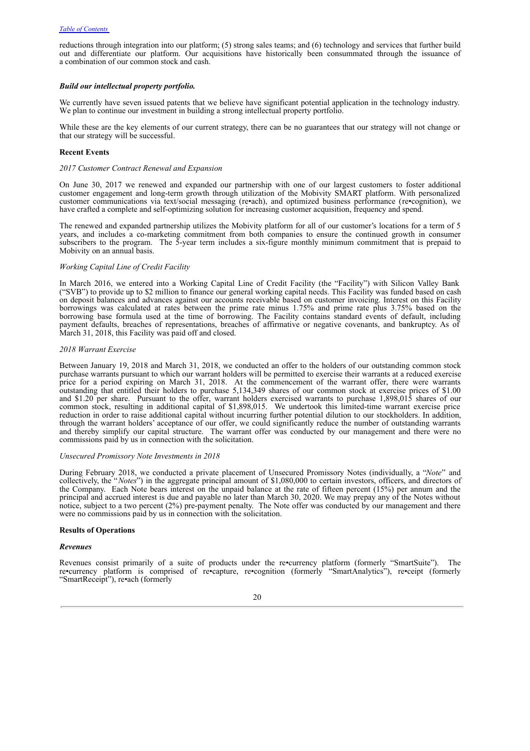reductions through integration into our platform; (5) strong sales teams; and (6) technology and services that further build out and differentiate our platform. Our acquisitions have historically been consummated through the issuance of a combination of our common stock and cash.

***Build our intellectual property portfolio.***

We currently have seven issued patents that we believe have significant potential application in the technology industry. We plan to continue our investment in building a strong intellectual property portfolio.

While these are the key elements of our current strategy, there can be no guarantees that our strategy will not change or that our strategy will be successful.

**Recent Events**

*2017 Customer Contract Renewal and Expansion*

On June 30, 2017 we renewed and expanded our partnership with one of our largest customers to foster additional customer engagement and long-term growth through utilization of the Mobivity SMART platform. With personalized customer communications via text/social messaging (re•ach), and optimized business performance (re•cognition), we have crafted a complete and self-optimizing solution for increasing customer acquisition, frequency and spend.

The renewed and expanded partnership utilizes the Mobivity platform for all of our customer's locations for a term of 5 years, and includes a co-marketing commitment from both companies to ensure the continued growth in consumer subscribers to the program. The 5-year term includes a six-figure monthly minimum commitment that is prepaid to Mobivity on an annual basis.

*Working Capital Line of Credit Facility*

In March 2016, we entered into a Working Capital Line of Credit Facility (the "Facility") with Silicon Valley Bank ("SVB") to provide up to $2 million to finance our general working capital needs. This Facility was funded based on cash on deposit balances and advances against our accounts receivable based on customer invoicing. Interest on this Facility borrowings was calculated at rates between the prime rate minus 1.75% and prime rate plus 3.75% based on the borrowing base formula used at the time of borrowing. The Facility contains standard events of default, including payment defaults, breaches of representations, breaches of affirmative or negative covenants, and bankruptcy. As of March 31, 2018, this Facility was paid off and closed.

*2018 Warrant Exercise*

Between January 19, 2018 and March 31, 2018, we conducted an offer to the holders of our outstanding common stock purchase warrants pursuant to which our warrant holders will be permitted to exercise their warrants at a reduced exercise price for a period expiring on March 31, 2018. At the commencement of the warrant offer, there were warrants outstanding that entitled their holders to purchase 5,134,349 shares of our common stock at exercise prices of $1.00 and $1.20 per share. Pursuant to the offer, warrant holders exercised warrants to purchase 1,898,015 shares of our common stock, resulting in additional capital of $1,898,015. We undertook this limited-time warrant exercise price reduction in order to raise additional capital without incurring further potential dilution to our stockholders. In addition, through the warrant holders' acceptance of our offer, we could significantly reduce the number of outstanding warrants and thereby simplify our capital structure. The warrant offer was conducted by our management and there were no commissions paid by us in connection with the solicitation.

*Unsecured Promissory Note Investments in 2018*

During February 2018, we conducted a private placement of Unsecured Promissory Notes (individually, a "*Note*" and collectively, the "*Notes*") in the aggregate principal amount of $1,080,000 to certain investors, officers, and directors of the Company. Each Note bears interest on the unpaid balance at the rate of fifteen percent (15%) per annum and the principal and accrued interest is due and payable no later than March 30, 2020. We may prepay any of the Notes without notice, subject to a two percent (2%) pre-payment penalty. The Note offer was conducted by our management and there were no commissions paid by us in connection with the solicitation.

**Results of Operations**

***Revenues***

Revenues consist primarily of a suite of products under the re•currency platform (formerly "SmartSuite"). The re•currency platform is comprised of re•capture, re•cognition (formerly "SmartAnalytics"), re•ceipt (formerly "SmartReceipt"), re•ach (formerly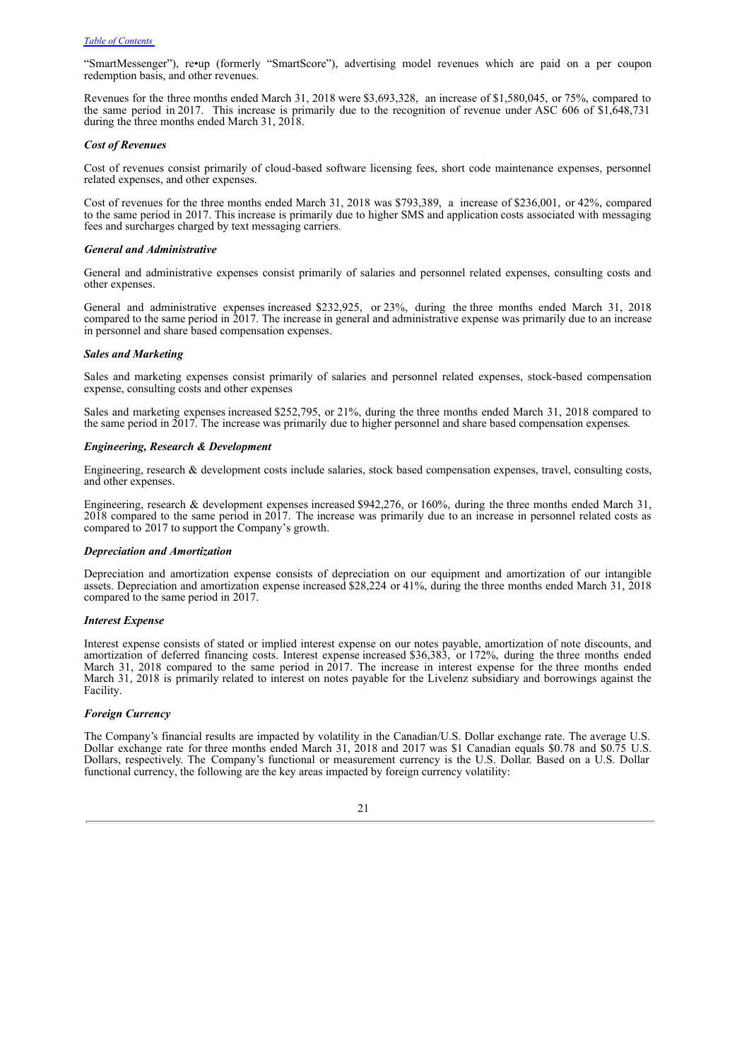"SmartMessenger"), re•up (formerly "SmartScore"), advertising model revenues which are paid on a per coupon redemption basis, and other revenues.

Revenues for the three months ended March 31, 2018 were $3,693,328, an increase of $1,580,045, or 75%, compared to the same period in 2017. This increase is primarily due to the recognition of revenue under ASC 606 of $1,648,731 during the three months ended March 31, 2018.

***Cost of Revenues***

Cost of revenues consist primarily of cloud-based software licensing fees, short code maintenance expenses, personnel related expenses, and other expenses.

Cost of revenues for the three months ended March 31, 2018 was $793,389, a increase of $236,001, or 42%, compared to the same period in 2017. This increase is primarily due to higher SMS and application costs associated with messaging fees and surcharges charged by text messaging carriers.

***General and Administrative***

General and administrative expenses consist primarily of salaries and personnel related expenses, consulting costs and other expenses.

General and administrative expenses increased $232,925, or 23%, during the three months ended March 31, 2018 compared to the same period in 2017. The increase in general and administrative expense was primarily due to an increase in personnel and share based compensation expenses.

***Sales and Marketing***

Sales and marketing expenses consist primarily of salaries and personnel related expenses, stock-based compensation expense, consulting costs and other expenses

Sales and marketing expenses increased $252,795, or 21%, during the three months ended March 31, 2018 compared to the same period in 2017. The increase was primarily due to higher personnel and share based compensation expenses.

***Engineering, Research & Development***

Engineering, research & development costs include salaries, stock based compensation expenses, travel, consulting costs, and other expenses.

Engineering, research & development expenses increased $942,276, or 160%, during the three months ended March 31, 2018 compared to the same period in 2017. The increase was primarily due to an increase in personnel related costs as compared to 2017 to support the Company's growth.

***Depreciation and Amortization***

Depreciation and amortization expense consists of depreciation on our equipment and amortization of our intangible assets. Depreciation and amortization expense increased $28,224 or 41%, during the three months ended March 31, 2018 compared to the same period in 2017.

***Interest Expense***

Interest expense consists of stated or implied interest expense on our notes payable, amortization of note discounts, and amortization of deferred financing costs. Interest expense increased $36,383, or 172%, during the three months ended March 31, 2018 compared to the same period in 2017. The increase in interest expense for the three months ended March 31, 2018 is primarily related to interest on notes payable for the Livelenz subsidiary and borrowings against the Facility.

***Foreign Currency***

The Company's financial results are impacted by volatility in the Canadian/U.S. Dollar exchange rate. The average U.S. Dollar exchange rate for three months ended March 31, 2018 and 2017 was $1 Canadian equals $0.78 and $0.75 U.S. Dollars, respectively. The Company's functional or measurement currency is the U.S. Dollar. Based on a U.S. Dollar functional currency, the following are the key areas impacted by foreign currency volatility: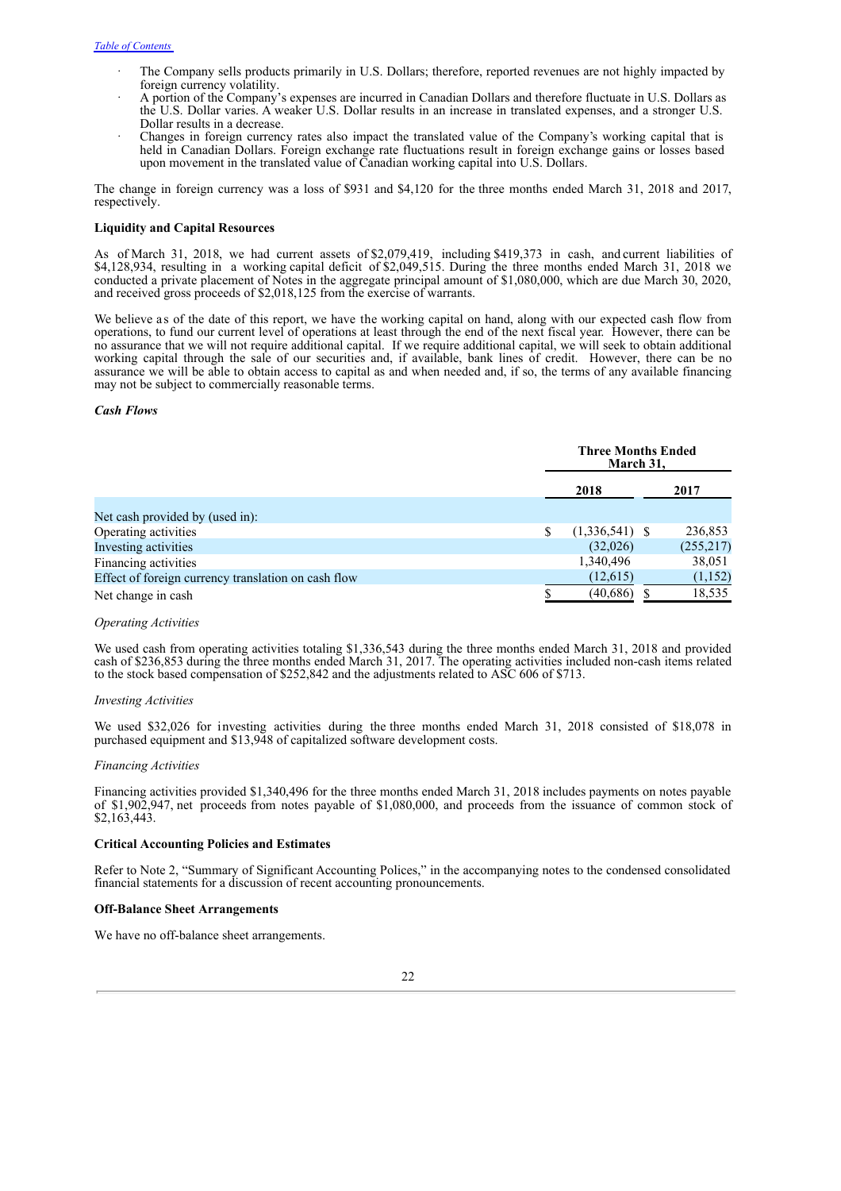- The Company sells products primarily in U.S. Dollars; therefore, reported revenues are not highly impacted by foreign currency volatility.
- A portion of the Company's expenses are incurred in Canadian Dollars and therefore fluctuate in U.S. Dollars as the U.S. Dollar varies. A weaker U.S. Dollar results in an increase in translated expenses, and a stronger U.S. Dollar results in a decrease.
- Changes in foreign currency rates also impact the translated value of the Company's working capital that is held in Canadian Dollars. Foreign exchange rate fluctuations result in foreign exchange gains or losses based upon movement in the translated value of Canadian working capital into U.S. Dollars.

The change in foreign currency was a loss of $931 and $4,120 for the three months ended March 31, 2018 and 2017, respectively.

**Liquidity and Capital Resources**

As of March 31, 2018, we had current assets of $2,079,419, including $419,373 in cash, and current liabilities of $4,128,934, resulting in a working capital deficit of $2,049,515. During the three months ended March 31, 2018 we conducted a private placement of Notes in the aggregate principal amount of $1,080,000, which are due March 30, 2020, and received gross proceeds of $2,018,125 from the exercise of warrants.

We believe as of the date of this report, we have the working capital on hand, along with our expected cash flow from operations, to fund our current level of operations at least through the end of the next fiscal year. However, there can be no assurance that we will not require additional capital. If we require additional capital, we will seek to obtain additional working capital through the sale of our securities and, if available, bank lines of credit. However, there can be no assurance we will be able to obtain access to capital as and when needed and, if so, the terms of any available financing may not be subject to commercially reasonable terms.

***Cash Flows***

| | Three Months Ended March 31, | |
|---|---|---|
| | 2018 | 2017 |
| Net cash provided by (used in): | | |
| Operating activities | $ (1,336,541) | $ 236,853 |
| Investing activities | (32,026) | (255,217) |
| Financing activities | 1,340,496 | 38,051 |
| Effect of foreign currency translation on cash flow | (12,615) | (1,152) |
| Net change in cash | $ (40,686) | $ 18,535 |

*Operating Activities*

We used cash from operating activities totaling $1,336,543 during the three months ended March 31, 2018 and provided cash of $236,853 during the three months ended March 31, 2017. The operating activities included non-cash items related to the stock based compensation of $252,842 and the adjustments related to ASC 606 of $713.

*Investing Activities*

We used $32,026 for investing activities during the three months ended March 31, 2018 consisted of $18,078 in purchased equipment and $13,948 of capitalized software development costs.

*Financing Activities*

Financing activities provided $1,340,496 for the three months ended March 31, 2018 includes payments on notes payable of $1,902,947, net proceeds from notes payable of $1,080,000, and proceeds from the issuance of common stock of $2,163,443.

**Critical Accounting Policies and Estimates**

Refer to Note 2, "Summary of Significant Accounting Polices," in the accompanying notes to the condensed consolidated financial statements for a discussion of recent accounting pronouncements.

**Off-Balance Sheet Arrangements**

We have no off-balance sheet arrangements.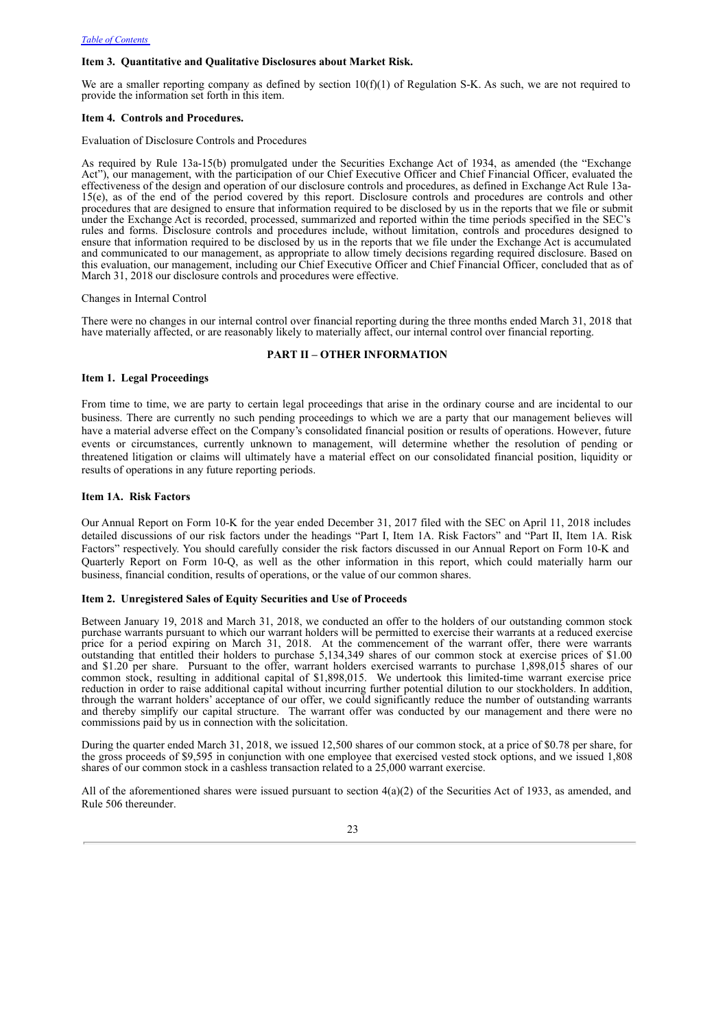### Item 3. Quantitative and Qualitative Disclosures about Market Risk.

We are a smaller reporting company as defined by section 10(f)(1) of Regulation S-K. As such, we are not required to provide the information set forth in this item.

### Item 4. Controls and Procedures.

Evaluation of Disclosure Controls and Procedures

As required by Rule 13a-15(b) promulgated under the Securities Exchange Act of 1934, as amended (the "Exchange Act"), our management, with the participation of our Chief Executive Officer and Chief Financial Officer, evaluated the effectiveness of the design and operation of our disclosure controls and procedures, as defined in Exchange Act Rule 13a-15(e), as of the end of the period covered by this report. Disclosure controls and procedures are controls and other procedures that are designed to ensure that information required to be disclosed by us in the reports that we file or submit under the Exchange Act is recorded, processed, summarized and reported within the time periods specified in the SEC's rules and forms. Disclosure controls and procedures include, without limitation, controls and procedures designed to ensure that information required to be disclosed by us in the reports that we file under the Exchange Act is accumulated and communicated to our management, as appropriate to allow timely decisions regarding required disclosure. Based on this evaluation, our management, including our Chief Executive Officer and Chief Financial Officer, concluded that as of March 31, 2018 our disclosure controls and procedures were effective.

Changes in Internal Control

There were no changes in our internal control over financial reporting during the three months ended March 31, 2018 that have materially affected, or are reasonably likely to materially affect, our internal control over financial reporting.

## PART II – OTHER INFORMATION

### Item 1. Legal Proceedings

From time to time, we are party to certain legal proceedings that arise in the ordinary course and are incidental to our business. There are currently no such pending proceedings to which we are a party that our management believes will have a material adverse effect on the Company's consolidated financial position or results of operations. However, future events or circumstances, currently unknown to management, will determine whether the resolution of pending or threatened litigation or claims will ultimately have a material effect on our consolidated financial position, liquidity or results of operations in any future reporting periods.

### Item 1A. Risk Factors

Our Annual Report on Form 10-K for the year ended December 31, 2017 filed with the SEC on April 11, 2018 includes detailed discussions of our risk factors under the headings "Part I, Item 1A. Risk Factors" and "Part II, Item 1A. Risk Factors" respectively. You should carefully consider the risk factors discussed in our Annual Report on Form 10-K and Quarterly Report on Form 10-Q, as well as the other information in this report, which could materially harm our business, financial condition, results of operations, or the value of our common shares.

### Item 2. Unregistered Sales of Equity Securities and Use of Proceeds

Between January 19, 2018 and March 31, 2018, we conducted an offer to the holders of our outstanding common stock purchase warrants pursuant to which our warrant holders will be permitted to exercise their warrants at a reduced exercise price for a period expiring on March 31, 2018. At the commencement of the warrant offer, there were warrants outstanding that entitled their holders to purchase 5,134,349 shares of our common stock at exercise prices of $1.00 and $1.20 per share. Pursuant to the offer, warrant holders exercised warrants to purchase 1,898,015 shares of our common stock, resulting in additional capital of $1,898,015. We undertook this limited-time warrant exercise price reduction in order to raise additional capital without incurring further potential dilution to our stockholders. In addition, through the warrant holders' acceptance of our offer, we could significantly reduce the number of outstanding warrants and thereby simplify our capital structure. The warrant offer was conducted by our management and there were no commissions paid by us in connection with the solicitation.

During the quarter ended March 31, 2018, we issued 12,500 shares of our common stock, at a price of $0.78 per share, for the gross proceeds of $9,595 in conjunction with one employee that exercised vested stock options, and we issued 1,808 shares of our common stock in a cashless transaction related to a 25,000 warrant exercise.

All of the aforementioned shares were issued pursuant to section 4(a)(2) of the Securities Act of 1933, as amended, and Rule 506 thereunder.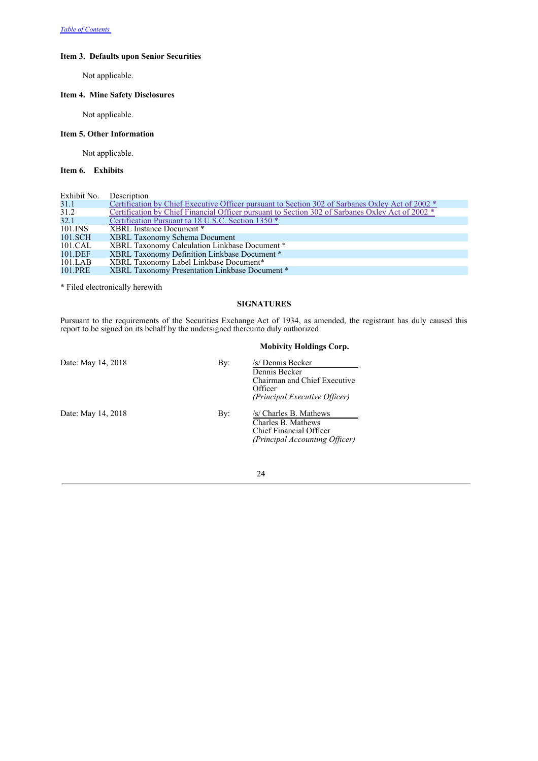**Item 3. Defaults upon Senior Securities**

Not applicable.

**Item 4. Mine Safety Disclosures**

Not applicable.

**Item 5. Other Information**

Not applicable.

**Item 6. Exhibits**

| Exhibit No. | Description |
|---|---|
| 31.1 | Certification by Chief Executive Officer pursuant to Section 302 of Sarbanes Oxley Act of 2002 * |
| 31.2 | Certification by Chief Financial Officer pursuant to Section 302 of Sarbanes Oxley Act of 2002 * |
| 32.1 | Certification Pursuant to 18 U.S.C. Section 1350 * |
| 101.INS | XBRL Instance Document * |
| 101.SCH | XBRL Taxonomy Schema Document |
| 101.CAL | XBRL Taxonomy Calculation Linkbase Document * |
| 101.DEF | XBRL Taxonomy Definition Linkbase Document * |
| 101.LAB | XBRL Taxonomy Label Linkbase Document* |
| 101.PRE | XBRL Taxonomy Presentation Linkbase Document * |

* Filed electronically herewith

**SIGNATURES**

Pursuant to the requirements of the Securities Exchange Act of 1934, as amended, the registrant has duly caused this report to be signed on its behalf by the undersigned thereunto duly authorized

**Mobivity Holdings Corp.**

Date: May 14, 2018

By: /s/ Dennis Becker
Dennis Becker
Chairman and Chief Executive Officer
*(Principal Executive Officer)*

Date: May 14, 2018

By: /s/ Charles B. Mathews
Charles B. Mathews
Chief Financial Officer
*(Principal Accounting Officer)*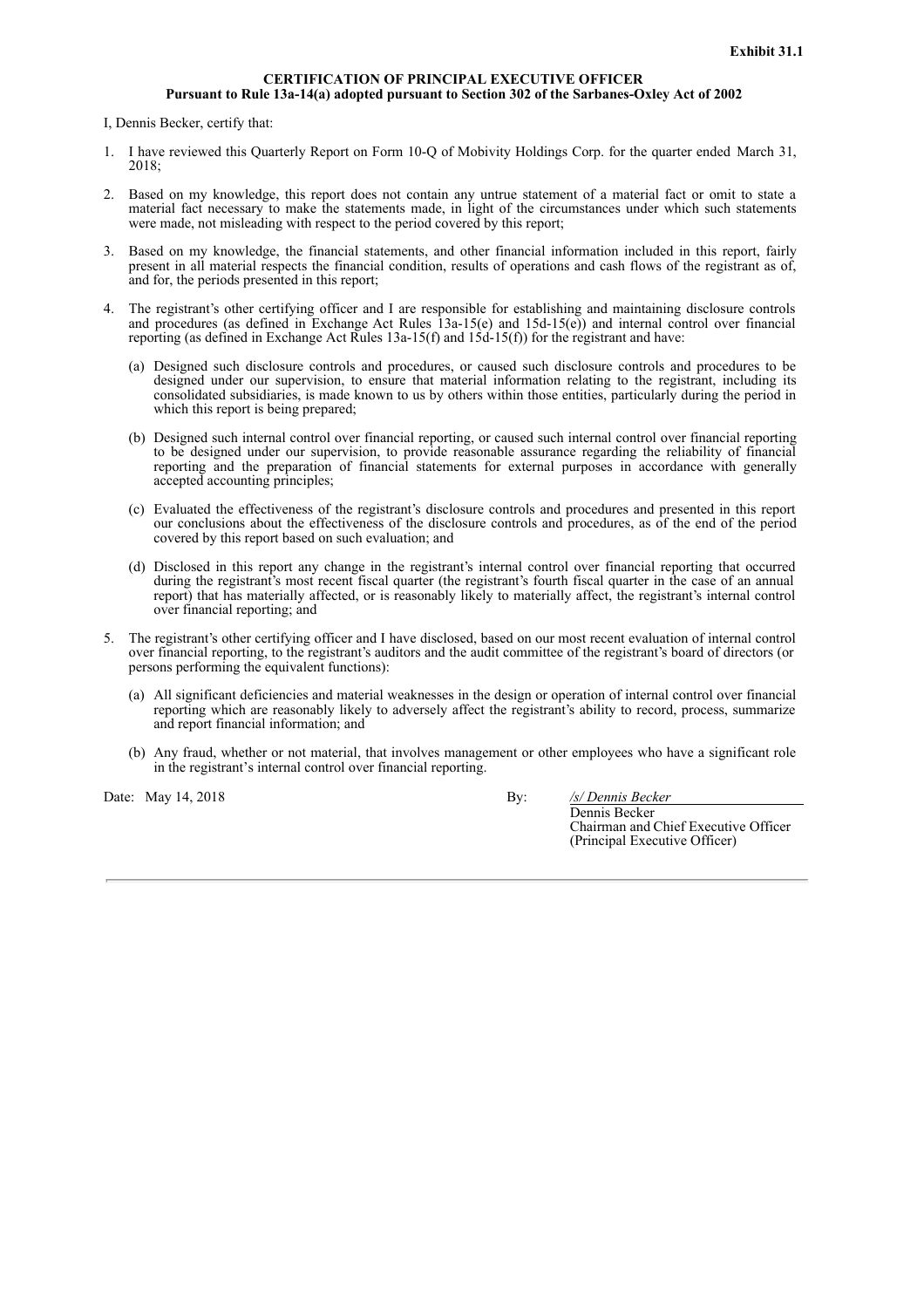**Exhibit 31.1**

**CERTIFICATION OF PRINCIPAL EXECUTIVE OFFICER**
**Pursuant to Rule 13a-14(a) adopted pursuant to Section 302 of the Sarbanes-Oxley Act of 2002**

I, Dennis Becker, certify that:

1. I have reviewed this Quarterly Report on Form 10-Q of Mobivity Holdings Corp. for the quarter ended March 31, 2018;

2. Based on my knowledge, this report does not contain any untrue statement of a material fact or omit to state a material fact necessary to make the statements made, in light of the circumstances under which such statements were made, not misleading with respect to the period covered by this report;

3. Based on my knowledge, the financial statements, and other financial information included in this report, fairly present in all material respects the financial condition, results of operations and cash flows of the registrant as of, and for, the periods presented in this report;

4. The registrant's other certifying officer and I are responsible for establishing and maintaining disclosure controls and procedures (as defined in Exchange Act Rules 13a-15(e) and 15d-15(e)) and internal control over financial reporting (as defined in Exchange Act Rules 13a-15(f) and 15d-15(f)) for the registrant and have:

   (a) Designed such disclosure controls and procedures, or caused such disclosure controls and procedures to be designed under our supervision, to ensure that material information relating to the registrant, including its consolidated subsidiaries, is made known to us by others within those entities, particularly during the period in which this report is being prepared;

   (b) Designed such internal control over financial reporting, or caused such internal control over financial reporting to be designed under our supervision, to provide reasonable assurance regarding the reliability of financial reporting and the preparation of financial statements for external purposes in accordance with generally accepted accounting principles;

   (c) Evaluated the effectiveness of the registrant's disclosure controls and procedures and presented in this report our conclusions about the effectiveness of the disclosure controls and procedures, as of the end of the period covered by this report based on such evaluation; and

   (d) Disclosed in this report any change in the registrant's internal control over financial reporting that occurred during the registrant's most recent fiscal quarter (the registrant's fourth fiscal quarter in the case of an annual report) that has materially affected, or is reasonably likely to materially affect, the registrant's internal control over financial reporting; and

5. The registrant's other certifying officer and I have disclosed, based on our most recent evaluation of internal control over financial reporting, to the registrant's auditors and the audit committee of the registrant's board of directors (or persons performing the equivalent functions):

   (a) All significant deficiencies and material weaknesses in the design or operation of internal control over financial reporting which are reasonably likely to adversely affect the registrant's ability to record, process, summarize and report financial information; and

   (b) Any fraud, whether or not material, that involves management or other employees who have a significant role in the registrant's internal control over financial reporting.

Date: May 14, 2018

By: */s/ Dennis Becker*
Dennis Becker
Chairman and Chief Executive Officer
(Principal Executive Officer)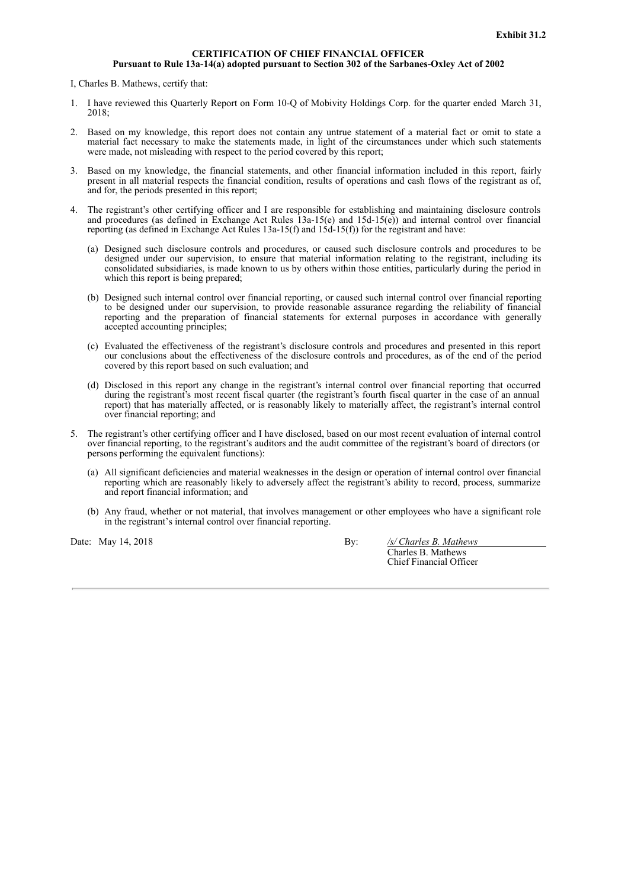**Exhibit 31.2**

**CERTIFICATION OF CHIEF FINANCIAL OFFICER**
**Pursuant to Rule 13a-14(a) adopted pursuant to Section 302 of the Sarbanes-Oxley Act of 2002**

I, Charles B. Mathews, certify that:

1. I have reviewed this Quarterly Report on Form 10-Q of Mobivity Holdings Corp. for the quarter ended March 31, 2018;

2. Based on my knowledge, this report does not contain any untrue statement of a material fact or omit to state a material fact necessary to make the statements made, in light of the circumstances under which such statements were made, not misleading with respect to the period covered by this report;

3. Based on my knowledge, the financial statements, and other financial information included in this report, fairly present in all material respects the financial condition, results of operations and cash flows of the registrant as of, and for, the periods presented in this report;

4. The registrant's other certifying officer and I are responsible for establishing and maintaining disclosure controls and procedures (as defined in Exchange Act Rules 13a-15(e) and 15d-15(e)) and internal control over financial reporting (as defined in Exchange Act Rules 13a-15(f) and 15d-15(f)) for the registrant and have:

   (a) Designed such disclosure controls and procedures, or caused such disclosure controls and procedures to be designed under our supervision, to ensure that material information relating to the registrant, including its consolidated subsidiaries, is made known to us by others within those entities, particularly during the period in which this report is being prepared;

   (b) Designed such internal control over financial reporting, or caused such internal control over financial reporting to be designed under our supervision, to provide reasonable assurance regarding the reliability of financial reporting and the preparation of financial statements for external purposes in accordance with generally accepted accounting principles;

   (c) Evaluated the effectiveness of the registrant's disclosure controls and procedures and presented in this report our conclusions about the effectiveness of the disclosure controls and procedures, as of the end of the period covered by this report based on such evaluation; and

   (d) Disclosed in this report any change in the registrant's internal control over financial reporting that occurred during the registrant's most recent fiscal quarter (the registrant's fourth fiscal quarter in the case of an annual report) that has materially affected, or is reasonably likely to materially affect, the registrant's internal control over financial reporting; and

5. The registrant's other certifying officer and I have disclosed, based on our most recent evaluation of internal control over financial reporting, to the registrant's auditors and the audit committee of the registrant's board of directors (or persons performing the equivalent functions):

   (a) All significant deficiencies and material weaknesses in the design or operation of internal control over financial reporting which are reasonably likely to adversely affect the registrant's ability to record, process, summarize and report financial information; and

   (b) Any fraud, whether or not material, that involves management or other employees who have a significant role in the registrant's internal control over financial reporting.

Date: May 14, 2018

By: */s/ Charles B. Mathews*
Charles B. Mathews
Chief Financial Officer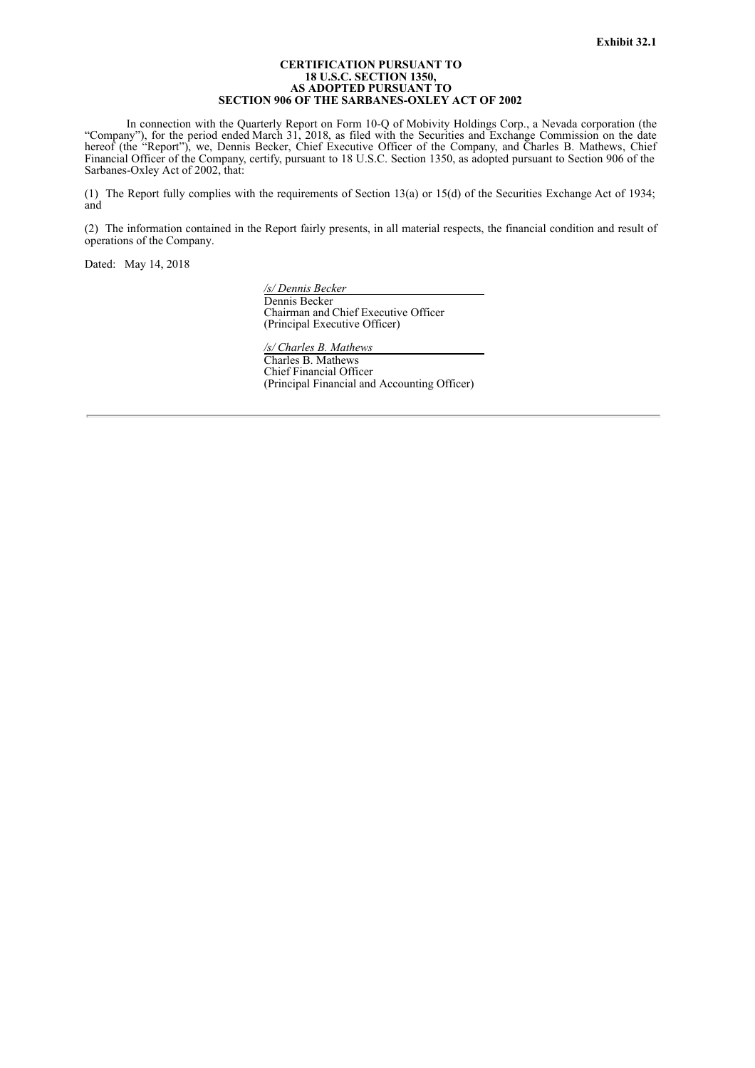**Exhibit 32.1**

**CERTIFICATION PURSUANT TO**
**18 U.S.C. SECTION 1350,**
**AS ADOPTED PURSUANT TO**
**SECTION 906 OF THE SARBANES-OXLEY ACT OF 2002**

In connection with the Quarterly Report on Form 10-Q of Mobivity Holdings Corp., a Nevada corporation (the "Company"), for the period ended March 31, 2018, as filed with the Securities and Exchange Commission on the date hereof (the "Report"), we, Dennis Becker, Chief Executive Officer of the Company, and Charles B. Mathews, Chief Financial Officer of the Company, certify, pursuant to 18 U.S.C. Section 1350, as adopted pursuant to Section 906 of the Sarbanes-Oxley Act of 2002, that:

(1) The Report fully complies with the requirements of Section 13(a) or 15(d) of the Securities Exchange Act of 1934; and

(2) The information contained in the Report fairly presents, in all material respects, the financial condition and result of operations of the Company.

Dated: May 14, 2018

*/s/ Dennis Becker*
Dennis Becker
Chairman and Chief Executive Officer
(Principal Executive Officer)

*/s/ Charles B. Mathews*
Charles B. Mathews
Chief Financial Officer
(Principal Financial and Accounting Officer)